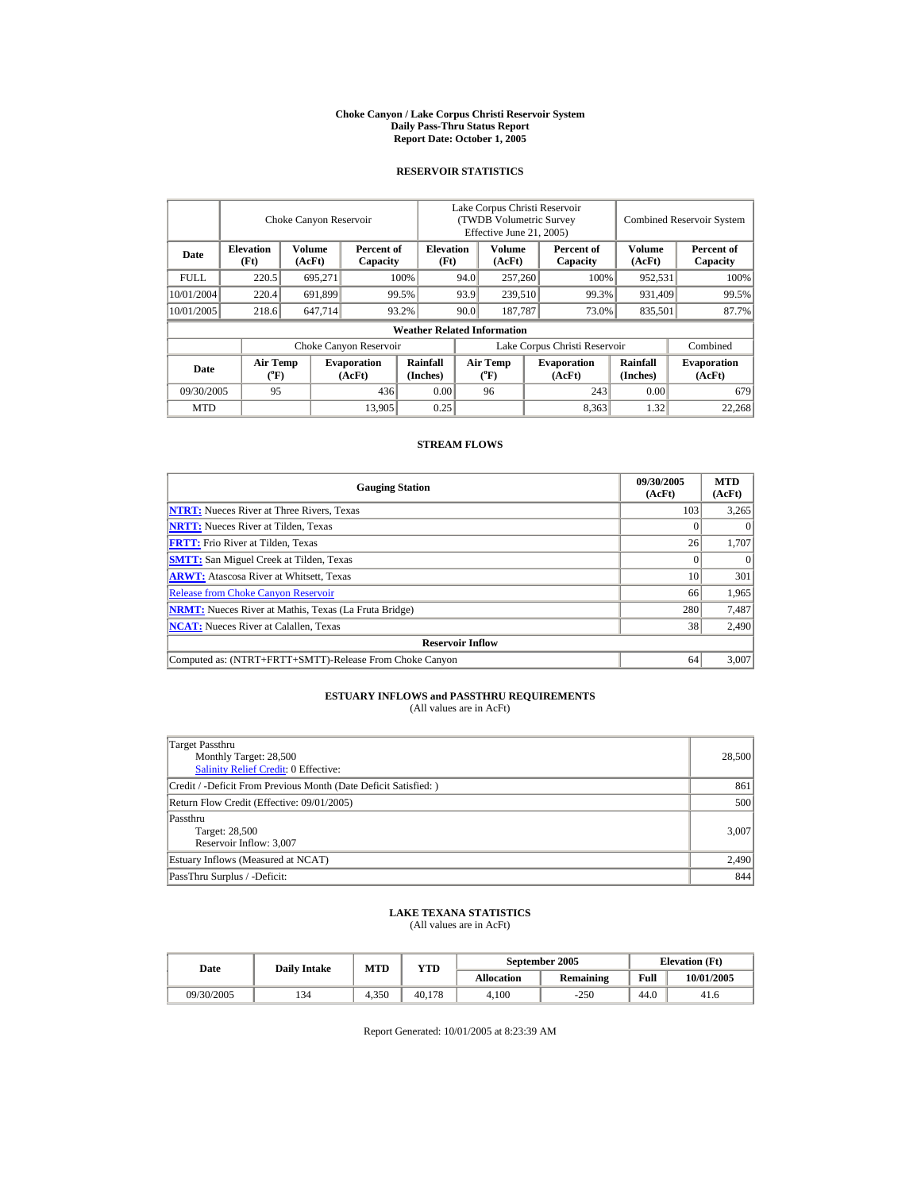# Choke Canyon / Lake Corpus Christi Reservoir System
## Daily Pass-Thru Status Report
## Report Date: October 1, 2005

### RESERVOIR STATISTICS

| Date | Choke Canyon Reservoir | | | Lake Corpus Christi Reservoir (TWDB Volumetric Survey Effective June 21, 2005) | | | Combined Reservoir System | |
|---|---|---|---|---|---|---|---|---|
| | Elevation (Ft) | Volume (AcFt) | Percent of Capacity | Elevation (Ft) | Volume (AcFt) | Percent of Capacity | Volume (AcFt) | Percent of Capacity |
| FULL | 220.5 | 695,271 | 100% | 94.0 | 257,260 | 100% | 952,531 | 100% |
| 10/01/2004 | 220.4 | 691,899 | 99.5% | 93.9 | 239,510 | 99.3% | 931,409 | 99.5% |
| 10/01/2005 | 218.6 | 647,714 | 93.2% | 90.0 | 187,787 | 73.0% | 835,501 | 87.7% |

**Weather Related Information**

| Date | Choke Canyon Reservoir | | | Lake Corpus Christi Reservoir | | | Combined |
|---|---|---|---|---|---|---|---|
| | Air Temp (°F) | Evaporation (AcFt) | Rainfall (Inches) | Air Temp (°F) | Evaporation (AcFt) | Rainfall (Inches) | Evaporation (AcFt) |
| 09/30/2005 | 95 | 436 | 0.00 | 96 | 243 | 0.00 | 679 |
| MTD | | 13,905 | 0.25 | | 8,363 | 1.32 | 22,268 |

### STREAM FLOWS

| Gauging Station | 09/30/2005 (AcFt) | MTD (AcFt) |
|---|---|---|
| NTRT: Nueces River at Three Rivers, Texas | 103 | 3,265 |
| NRTT: Nueces River at Tilden, Texas | 0 | 0 |
| FRTT: Frio River at Tilden, Texas | 26 | 1,707 |
| SMTT: San Miguel Creek at Tilden, Texas | 0 | 0 |
| ARWT: Atascosa River at Whitsett, Texas | 10 | 301 |
| Release from Choke Canyon Reservoir | 66 | 1,965 |
| NRMT: Nueces River at Mathis, Texas (La Fruta Bridge) | 280 | 7,487 |
| NCAT: Nueces River at Calallen, Texas | 38 | 2,490 |
| **Reservoir Inflow** | | |
| Computed as: (NTRT+FRTT+SMTT)-Release From Choke Canyon | 64 | 3,007 |

### ESTUARY INFLOWS and PASSTHRU REQUIREMENTS
(All values are in AcFt)

| | |
|---|---|
| Target Passthru<br>Monthly Target: 28,500<br>Salinity Relief Credit: 0 Effective: | 28,500 |
| Credit / -Deficit From Previous Month (Date Deficit Satisfied: ) | 861 |
| Return Flow Credit (Effective: 09/01/2005) | 500 |
| Passthru<br>Target: 28,500<br>Reservoir Inflow: 3,007 | 3,007 |
| Estuary Inflows (Measured at NCAT) | 2,490 |
| PassThru Surplus / -Deficit: | 844 |

### LAKE TEXANA STATISTICS
(All values are in AcFt)

| Date | Daily Intake | MTD | YTD | September 2005 | | Elevation (Ft) | |
|---|---|---|---|---|---|---|---|
| | | | | Allocation | Remaining | Full | 10/01/2005 |
| 09/30/2005 | 134 | 4,350 | 40,178 | 4,100 | -250 | 44.0 | 41.6 |

Report Generated: 10/01/2005 at 8:23:39 AM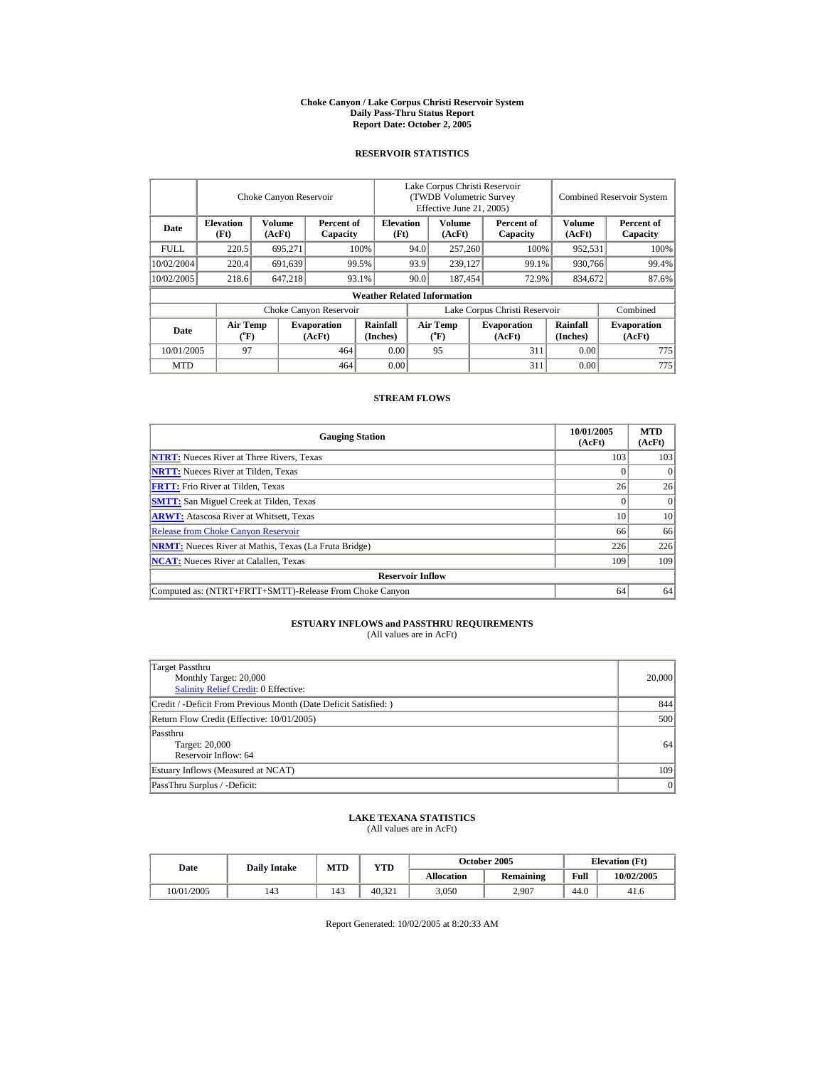# Choke Canyon / Lake Corpus Christi Reservoir System
## Daily Pass-Thru Status Report
## Report Date: October 2, 2005

### RESERVOIR STATISTICS

| Date | Choke Canyon Reservoir | | | Lake Corpus Christi Reservoir (TWDB Volumetric Survey Effective June 21, 2005) | | | Combined Reservoir System | |
|---|---|---|---|---|---|---|---|---|
| | Elevation (Ft) | Volume (AcFt) | Percent of Capacity | Elevation (Ft) | Volume (AcFt) | Percent of Capacity | Volume (AcFt) | Percent of Capacity |
| FULL | 220.5 | 695,271 | 100% | 94.0 | 257,260 | 100% | 952,531 | 100% |
| 10/02/2004 | 220.4 | 691,639 | 99.5% | 93.9 | 239,127 | 99.1% | 930,766 | 99.4% |
| 10/02/2005 | 218.6 | 647,218 | 93.1% | 90.0 | 187,454 | 72.9% | 834,672 | 87.6% |

**Weather Related Information**

| Date | Choke Canyon Reservoir | | | Lake Corpus Christi Reservoir | | | Combined |
|---|---|---|---|---|---|---|---|
| | Air Temp (°F) | Evaporation (AcFt) | Rainfall (Inches) | Air Temp (°F) | Evaporation (AcFt) | Rainfall (Inches) | Evaporation (AcFt) |
| 10/01/2005 | 97 | 464 | 0.00 | 95 | 311 | 0.00 | 775 |
| MTD | | 464 | 0.00 | | 311 | 0.00 | 775 |

### STREAM FLOWS

| Gauging Station | 10/01/2005 (AcFt) | MTD (AcFt) |
|---|---|---|
| NTRT: Nueces River at Three Rivers, Texas | 103 | 103 |
| NRTT: Nueces River at Tilden, Texas | 0 | 0 |
| FRTT: Frio River at Tilden, Texas | 26 | 26 |
| SMTT: San Miguel Creek at Tilden, Texas | 0 | 0 |
| ARWT: Atascosa River at Whitsett, Texas | 10 | 10 |
| Release from Choke Canyon Reservoir | 66 | 66 |
| NRMT: Nueces River at Mathis, Texas (La Fruta Bridge) | 226 | 226 |
| NCAT: Nueces River at Calallen, Texas | 109 | 109 |
| **Reservoir Inflow** | | |
| Computed as: (NTRT+FRTT+SMTT)-Release From Choke Canyon | 64 | 64 |

### ESTUARY INFLOWS and PASSTHRU REQUIREMENTS
(All values are in AcFt)

| | |
|---|---|
| Target Passthru<br>Monthly Target: 20,000<br>Salinity Relief Credit: 0 Effective: | 20,000 |
| Credit / -Deficit From Previous Month (Date Deficit Satisfied: ) | 844 |
| Return Flow Credit (Effective: 10/01/2005) | 500 |
| Passthru<br>Target: 20,000<br>Reservoir Inflow: 64 | 64 |
| Estuary Inflows (Measured at NCAT) | 109 |
| PassThru Surplus / -Deficit: | 0 |

### LAKE TEXANA STATISTICS
(All values are in AcFt)

| Date | Daily Intake | MTD | YTD | October 2005 | | Elevation (Ft) | |
|---|---|---|---|---|---|---|---|
| | | | | Allocation | Remaining | Full | 10/02/2005 |
| 10/01/2005 | 143 | 143 | 40,321 | 3,050 | 2,907 | 44.0 | 41.6 |

Report Generated: 10/02/2005 at 8:20:33 AM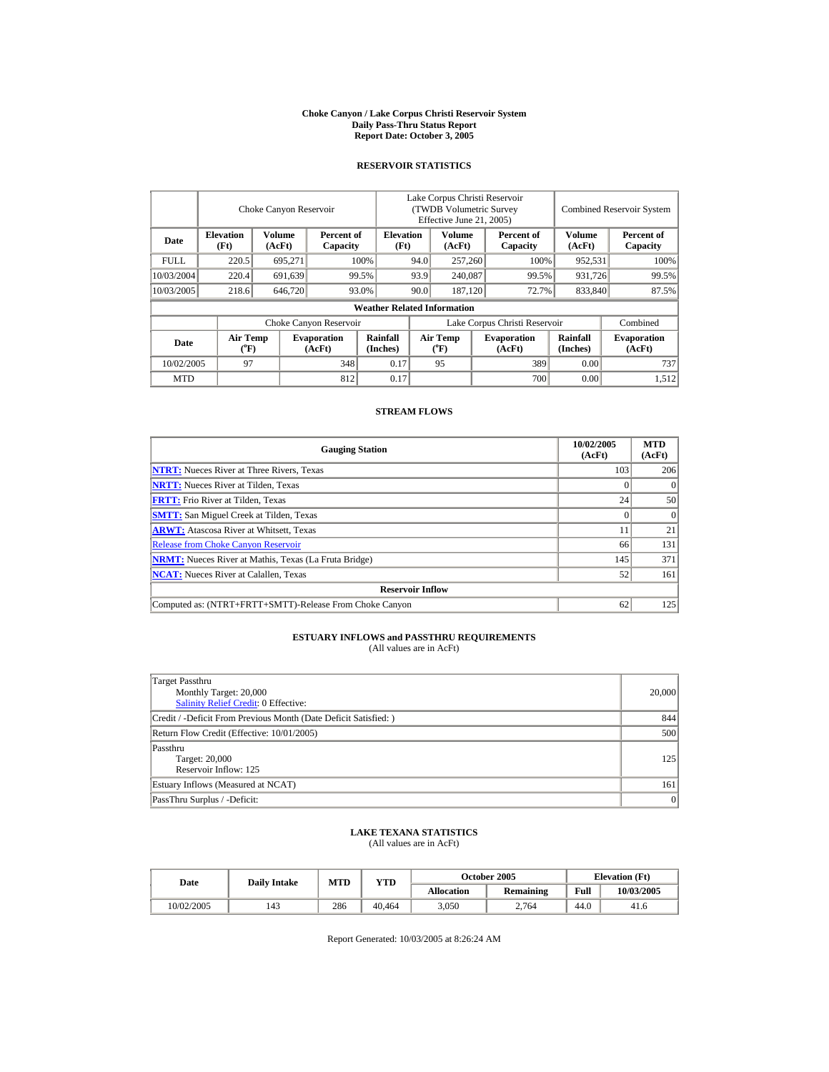# Choke Canyon / Lake Corpus Christi Reservoir System
## Daily Pass-Thru Status Report
## Report Date: October 3, 2005

### RESERVOIR STATISTICS

| | Choke Canyon Reservoir | | | Lake Corpus Christi Reservoir (TWDB Volumetric Survey Effective June 21, 2005) | | | Combined Reservoir System | |
|---|---|---|---|---|---|---|---|---|
| Date | Elevation (Ft) | Volume (AcFt) | Percent of Capacity | Elevation (Ft) | Volume (AcFt) | Percent of Capacity | Volume (AcFt) | Percent of Capacity |
| FULL | 220.5 | 695,271 | 100% | 94.0 | 257,260 | 100% | 952,531 | 100% |
| 10/03/2004 | 220.4 | 691,639 | 99.5% | 93.9 | 240,087 | 99.5% | 931,726 | 99.5% |
| 10/03/2005 | 218.6 | 646,720 | 93.0% | 90.0 | 187,120 | 72.7% | 833,840 | 87.5% |

**Weather Related Information**

| | Choke Canyon Reservoir | | | Lake Corpus Christi Reservoir | | | Combined |
|---|---|---|---|---|---|---|---|
| Date | Air Temp (°F) | Evaporation (AcFt) | Rainfall (Inches) | Air Temp (°F) | Evaporation (AcFt) | Rainfall (Inches) | Evaporation (AcFt) |
| 10/02/2005 | 97 | 348 | 0.17 | 95 | 389 | 0.00 | 737 |
| MTD | | 812 | 0.17 | | 700 | 0.00 | 1,512 |

### STREAM FLOWS

| Gauging Station | 10/02/2005 (AcFt) | MTD (AcFt) |
|---|---|---|
| **NTRT:** Nueces River at Three Rivers, Texas | 103 | 206 |
| **NRTT:** Nueces River at Tilden, Texas | 0 | 0 |
| **FRTT:** Frio River at Tilden, Texas | 24 | 50 |
| **SMTT:** San Miguel Creek at Tilden, Texas | 0 | 0 |
| **ARWT:** Atascosa River at Whitsett, Texas | 11 | 21 |
| Release from Choke Canyon Reservoir | 66 | 131 |
| **NRMT:** Nueces River at Mathis, Texas (La Fruta Bridge) | 145 | 371 |
| **NCAT:** Nueces River at Calallen, Texas | 52 | 161 |
| **Reservoir Inflow** | | |
| Computed as: (NTRT+FRTT+SMTT)-Release From Choke Canyon | 62 | 125 |

### ESTUARY INFLOWS and PASSTHRU REQUIREMENTS
(All values are in AcFt)

| | |
|---|---|
| Target Passthru<br>Monthly Target: 20,000<br>Salinity Relief Credit: 0 Effective: | 20,000 |
| Credit / -Deficit From Previous Month (Date Deficit Satisfied: ) | 844 |
| Return Flow Credit (Effective: 10/01/2005) | 500 |
| Passthru<br>Target: 20,000<br>Reservoir Inflow: 125 | 125 |
| Estuary Inflows (Measured at NCAT) | 161 |
| PassThru Surplus / -Deficit: | 0 |

### LAKE TEXANA STATISTICS
(All values are in AcFt)

| Date | Daily Intake | MTD | YTD | October 2005 | | Elevation (Ft) | |
|---|---|---|---|---|---|---|---|
| | | | | Allocation | Remaining | Full | 10/03/2005 |
| 10/02/2005 | 143 | 286 | 40,464 | 3,050 | 2,764 | 44.0 | 41.6 |

Report Generated: 10/03/2005 at 8:26:24 AM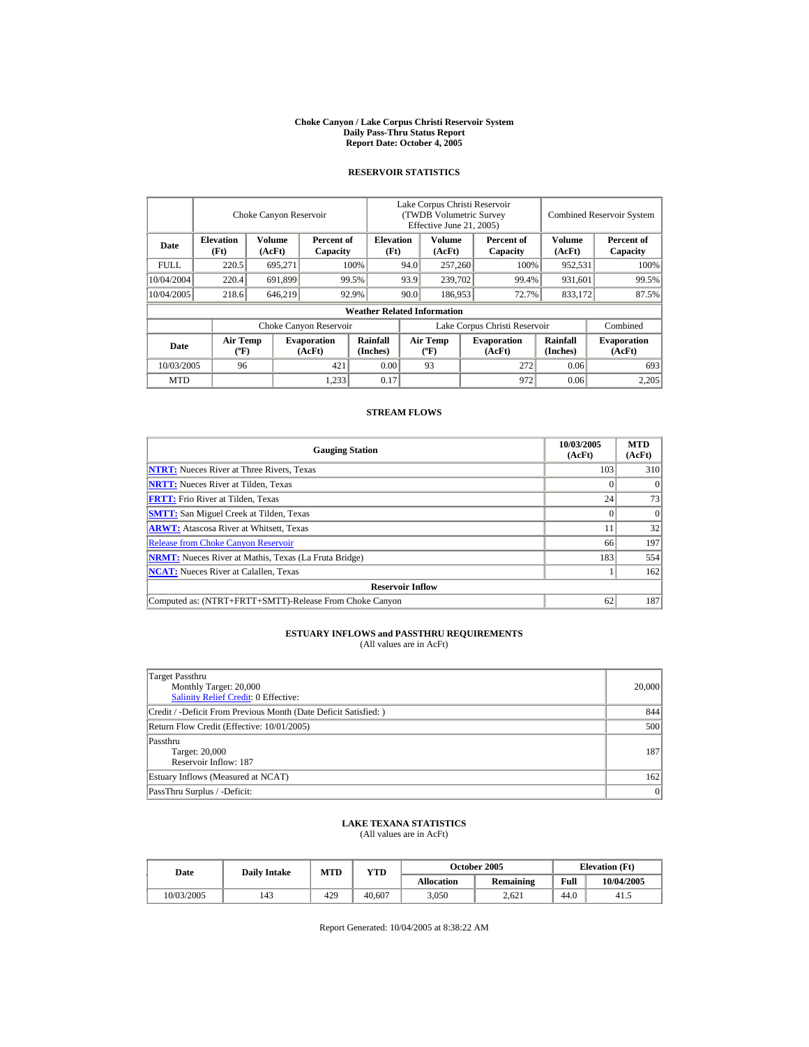# Choke Canyon / Lake Corpus Christi Reservoir System
## Daily Pass-Thru Status Report
### Report Date: October 4, 2005

## RESERVOIR STATISTICS

| Date | Choke Canyon Reservoir | | | Lake Corpus Christi Reservoir (TWDB Volumetric Survey Effective June 21, 2005) | | | Combined Reservoir System | |
|---|---|---|---|---|---|---|---|---|
| | Elevation (Ft) | Volume (AcFt) | Percent of Capacity | Elevation (Ft) | Volume (AcFt) | Percent of Capacity | Volume (AcFt) | Percent of Capacity |
| FULL | 220.5 | 695,271 | 100% | 94.0 | 257,260 | 100% | 952,531 | 100% |
| 10/04/2004 | 220.4 | 691,899 | 99.5% | 93.9 | 239,702 | 99.4% | 931,601 | 99.5% |
| 10/04/2005 | 218.6 | 646,219 | 92.9% | 90.0 | 186,953 | 72.7% | 833,172 | 87.5% |

### Weather Related Information

| Date | Choke Canyon Reservoir | | | Lake Corpus Christi Reservoir | | | Combined |
|---|---|---|---|---|---|---|---|
| | Air Temp (ºF) | Evaporation (AcFt) | Rainfall (Inches) | Air Temp (ºF) | Evaporation (AcFt) | Rainfall (Inches) | Evaporation (AcFt) |
| 10/03/2005 | 96 | 421 | 0.00 | 93 | 272 | 0.06 | 693 |
| MTD | | 1,233 | 0.17 | | 972 | 0.06 | 2,205 |

## STREAM FLOWS

| Gauging Station | 10/03/2005 (AcFt) | MTD (AcFt) |
|---|---|---|
| NTRT: Nueces River at Three Rivers, Texas | 103 | 310 |
| NRTT: Nueces River at Tilden, Texas | 0 | 0 |
| FRTT: Frio River at Tilden, Texas | 24 | 73 |
| SMTT: San Miguel Creek at Tilden, Texas | 0 | 0 |
| ARWT: Atascosa River at Whitsett, Texas | 11 | 32 |
| Release from Choke Canyon Reservoir | 66 | 197 |
| NRMT: Nueces River at Mathis, Texas (La Fruta Bridge) | 183 | 554 |
| NCAT: Nueces River at Calallen, Texas | 1 | 162 |
| **Reservoir Inflow** | | |
| Computed as: (NTRT+FRTT+SMTT)-Release From Choke Canyon | 62 | 187 |

## ESTUARY INFLOWS and PASSTHRU REQUIREMENTS
(All values are in AcFt)

| | |
|---|---|
| Target Passthru<br>Monthly Target: 20,000<br>Salinity Relief Credit: 0 Effective: | 20,000 |
| Credit / -Deficit From Previous Month (Date Deficit Satisfied: ) | 844 |
| Return Flow Credit (Effective: 10/01/2005) | 500 |
| Passthru<br>Target: 20,000<br>Reservoir Inflow: 187 | 187 |
| Estuary Inflows (Measured at NCAT) | 162 |
| PassThru Surplus / -Deficit: | 0 |

## LAKE TEXANA STATISTICS
(All values are in AcFt)

| Date | Daily Intake | MTD | YTD | October 2005 | | Elevation (Ft) | |
|---|---|---|---|---|---|---|---|
| | | | | Allocation | Remaining | Full | 10/04/2005 |
| 10/03/2005 | 143 | 429 | 40,607 | 3,050 | 2,621 | 44.0 | 41.5 |

Report Generated: 10/04/2005 at 8:38:22 AM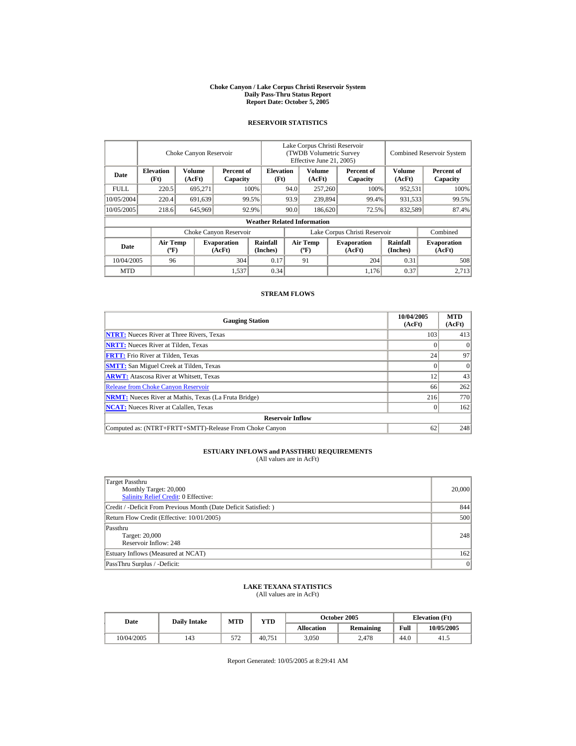# Choke Canyon / Lake Corpus Christi Reservoir System
## Daily Pass-Thru Status Report
### Report Date: October 5, 2005

## RESERVOIR STATISTICS

| Date | Choke Canyon Reservoir | | | Lake Corpus Christi Reservoir (TWDB Volumetric Survey Effective June 21, 2005) | | | Combined Reservoir System | |
|---|---|---|---|---|---|---|---|---|
| | Elevation (Ft) | Volume (AcFt) | Percent of Capacity | Elevation (Ft) | Volume (AcFt) | Percent of Capacity | Volume (AcFt) | Percent of Capacity |
| FULL | 220.5 | 695,271 | 100% | 94.0 | 257,260 | 100% | 952,531 | 100% |
| 10/05/2004 | 220.4 | 691,639 | 99.5% | 93.9 | 239,894 | 99.4% | 931,533 | 99.5% |
| 10/05/2005 | 218.6 | 645,969 | 92.9% | 90.0 | 186,620 | 72.5% | 832,589 | 87.4% |

**Weather Related Information**

| Date | Choke Canyon Reservoir | | | Lake Corpus Christi Reservoir | | | Combined |
|---|---|---|---|---|---|---|---|
| | Air Temp (ºF) | Evaporation (AcFt) | Rainfall (Inches) | Air Temp (ºF) | Evaporation (AcFt) | Rainfall (Inches) | Evaporation (AcFt) |
| 10/04/2005 | 96 | 304 | 0.17 | 91 | 204 | 0.31 | 508 |
| MTD | | 1,537 | 0.34 | | 1,176 | 0.37 | 2,713 |

## STREAM FLOWS

| Gauging Station | 10/04/2005 (AcFt) | MTD (AcFt) |
|---|---|---|
| NTRT: Nueces River at Three Rivers, Texas | 103 | 413 |
| NRTT: Nueces River at Tilden, Texas | 0 | 0 |
| FRTT: Frio River at Tilden, Texas | 24 | 97 |
| SMTT: San Miguel Creek at Tilden, Texas | 0 | 0 |
| ARWT: Atascosa River at Whitsett, Texas | 12 | 43 |
| Release from Choke Canyon Reservoir | 66 | 262 |
| NRMT: Nueces River at Mathis, Texas (La Fruta Bridge) | 216 | 770 |
| NCAT: Nueces River at Calallen, Texas | 0 | 162 |
| **Reservoir Inflow** | | |
| Computed as: (NTRT+FRTT+SMTT)-Release From Choke Canyon | 62 | 248 |

## ESTUARY INFLOWS and PASSTHRU REQUIREMENTS
(All values are in AcFt)

| | |
|---|---|
| Target Passthru<br>Monthly Target: 20,000<br>Salinity Relief Credit: 0 Effective: | 20,000 |
| Credit / -Deficit From Previous Month (Date Deficit Satisfied: ) | 844 |
| Return Flow Credit (Effective: 10/01/2005) | 500 |
| Passthru<br>Target: 20,000<br>Reservoir Inflow: 248 | 248 |
| Estuary Inflows (Measured at NCAT) | 162 |
| PassThru Surplus / -Deficit: | 0 |

## LAKE TEXANA STATISTICS
(All values are in AcFt)

| Date | Daily Intake | MTD | YTD | October 2005 | | Elevation (Ft) | |
|---|---|---|---|---|---|---|---|
| | | | | Allocation | Remaining | Full | 10/05/2005 |
| 10/04/2005 | 143 | 572 | 40,751 | 3,050 | 2,478 | 44.0 | 41.5 |

Report Generated: 10/05/2005 at 8:29:41 AM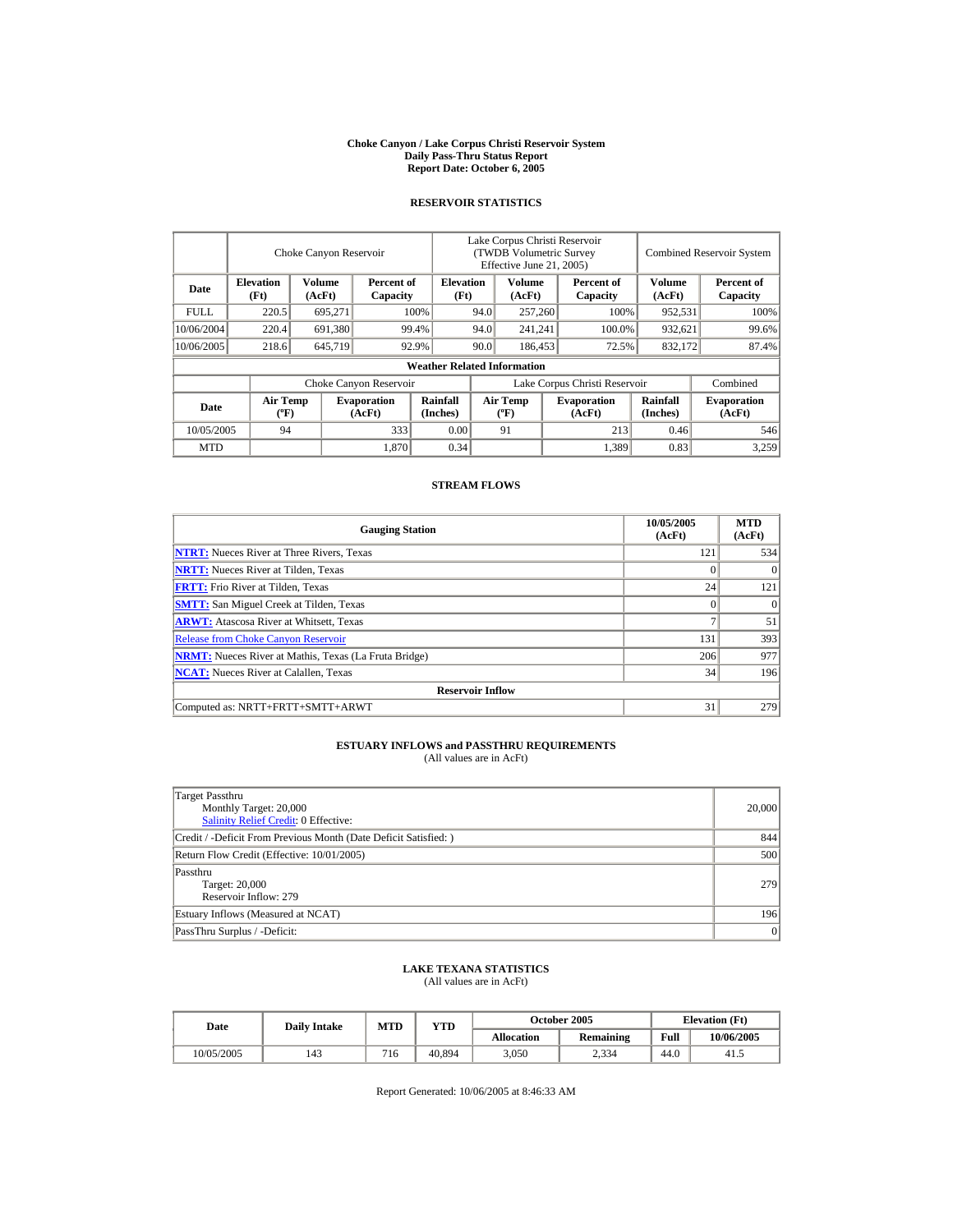# Choke Canyon / Lake Corpus Christi Reservoir System
## Daily Pass-Thru Status Report
## Report Date: October 6, 2005

### RESERVOIR STATISTICS

| | Choke Canyon Reservoir | | | Lake Corpus Christi Reservoir (TWDB Volumetric Survey Effective June 21, 2005) | | | Combined Reservoir System | |
|---|---|---|---|---|---|---|---|---|
| Date | Elevation (Ft) | Volume (AcFt) | Percent of Capacity | Elevation (Ft) | Volume (AcFt) | Percent of Capacity | Volume (AcFt) | Percent of Capacity |
| FULL | 220.5 | 695,271 | 100% | 94.0 | 257,260 | 100% | 952,531 | 100% |
| 10/06/2004 | 220.4 | 691,380 | 99.4% | 94.0 | 241,241 | 100.0% | 932,621 | 99.6% |
| 10/06/2005 | 218.6 | 645,719 | 92.9% | 90.0 | 186,453 | 72.5% | 832,172 | 87.4% |

**Weather Related Information**

| | Choke Canyon Reservoir | | | Lake Corpus Christi Reservoir | | | Combined |
|---|---|---|---|---|---|---|---|
| Date | Air Temp (ºF) | Evaporation (AcFt) | Rainfall (Inches) | Air Temp (ºF) | Evaporation (AcFt) | Rainfall (Inches) | Evaporation (AcFt) |
| 10/05/2005 | 94 | 333 | 0.00 | 91 | 213 | 0.46 | 546 |
| MTD | | 1,870 | 0.34 | | 1,389 | 0.83 | 3,259 |

### STREAM FLOWS

| Gauging Station | 10/05/2005 (AcFt) | MTD (AcFt) |
|---|---|---|
| NTRT: Nueces River at Three Rivers, Texas | 121 | 534 |
| NRTT: Nueces River at Tilden, Texas | 0 | 0 |
| FRTT: Frio River at Tilden, Texas | 24 | 121 |
| SMTT: San Miguel Creek at Tilden, Texas | 0 | 0 |
| ARWT: Atascosa River at Whitsett, Texas | 7 | 51 |
| Release from Choke Canyon Reservoir | 131 | 393 |
| NRMT: Nueces River at Mathis, Texas (La Fruta Bridge) | 206 | 977 |
| NCAT: Nueces River at Calallen, Texas | 34 | 196 |
| **Reservoir Inflow** | | |
| Computed as: NRTT+FRTT+SMTT+ARWT | 31 | 279 |

### ESTUARY INFLOWS and PASSTHRU REQUIREMENTS
(All values are in AcFt)

| | |
|---|---|
| Target Passthru<br>Monthly Target: 20,000<br>Salinity Relief Credit: 0 Effective: | 20,000 |
| Credit / -Deficit From Previous Month (Date Deficit Satisfied: ) | 844 |
| Return Flow Credit (Effective: 10/01/2005) | 500 |
| Passthru<br>Target: 20,000<br>Reservoir Inflow: 279 | 279 |
| Estuary Inflows (Measured at NCAT) | 196 |
| PassThru Surplus / -Deficit: | 0 |

### LAKE TEXANA STATISTICS
(All values are in AcFt)

| Date | Daily Intake | MTD | YTD | October 2005 | | Elevation (Ft) | |
|---|---|---|---|---|---|---|---|
| | | | | Allocation | Remaining | Full | 10/06/2005 |
| 10/05/2005 | 143 | 716 | 40,894 | 3,050 | 2,334 | 44.0 | 41.5 |

Report Generated: 10/06/2005 at 8:46:33 AM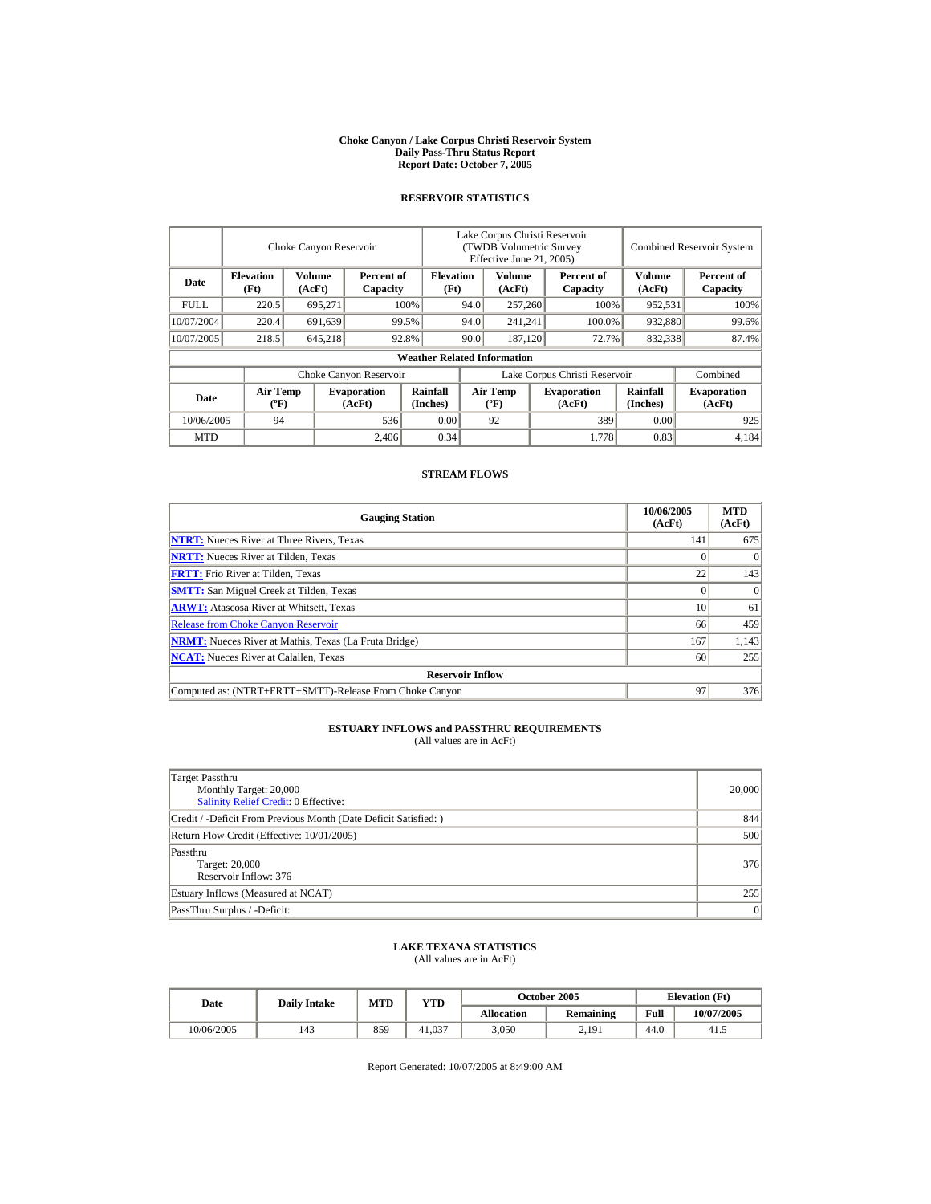# Choke Canyon / Lake Corpus Christi Reservoir System
## Daily Pass-Thru Status Report
### Report Date: October 7, 2005

## RESERVOIR STATISTICS

| Date | Choke Canyon Reservoir | | | Lake Corpus Christi Reservoir (TWDB Volumetric Survey Effective June 21, 2005) | | | Combined Reservoir System | |
|---|---|---|---|---|---|---|---|---|
| | Elevation (Ft) | Volume (AcFt) | Percent of Capacity | Elevation (Ft) | Volume (AcFt) | Percent of Capacity | Volume (AcFt) | Percent of Capacity |
| FULL | 220.5 | 695,271 | 100% | 94.0 | 257,260 | 100% | 952,531 | 100% |
| 10/07/2004 | 220.4 | 691,639 | 99.5% | 94.0 | 241,241 | 100.0% | 932,880 | 99.6% |
| 10/07/2005 | 218.5 | 645,218 | 92.8% | 90.0 | 187,120 | 72.7% | 832,338 | 87.4% |

**Weather Related Information**

| Date | Choke Canyon Reservoir | | | Lake Corpus Christi Reservoir | | | Combined |
|---|---|---|---|---|---|---|---|
| | Air Temp (ºF) | Evaporation (AcFt) | Rainfall (Inches) | Air Temp (ºF) | Evaporation (AcFt) | Rainfall (Inches) | Evaporation (AcFt) |
| 10/06/2005 | 94 | 536 | 0.00 | 92 | 389 | 0.00 | 925 |
| MTD | | 2,406 | 0.34 | | 1,778 | 0.83 | 4,184 |

## STREAM FLOWS

| Gauging Station | 10/06/2005 (AcFt) | MTD (AcFt) |
|---|---|---|
| NTRT: Nueces River at Three Rivers, Texas | 141 | 675 |
| NRTT: Nueces River at Tilden, Texas | 0 | 0 |
| FRTT: Frio River at Tilden, Texas | 22 | 143 |
| SMTT: San Miguel Creek at Tilden, Texas | 0 | 0 |
| ARWT: Atascosa River at Whitsett, Texas | 10 | 61 |
| Release from Choke Canyon Reservoir | 66 | 459 |
| NRMT: Nueces River at Mathis, Texas (La Fruta Bridge) | 167 | 1,143 |
| NCAT: Nueces River at Calallen, Texas | 60 | 255 |
| **Reservoir Inflow** | | |
| Computed as: (NTRT+FRTT+SMTT)-Release From Choke Canyon | 97 | 376 |

## ESTUARY INFLOWS and PASSTHRU REQUIREMENTS
(All values are in AcFt)

| | |
|---|---|
| Target Passthru<br>Monthly Target: 20,000<br>Salinity Relief Credit: 0 Effective: | 20,000 |
| Credit / -Deficit From Previous Month (Date Deficit Satisfied: ) | 844 |
| Return Flow Credit (Effective: 10/01/2005) | 500 |
| Passthru<br>Target: 20,000<br>Reservoir Inflow: 376 | 376 |
| Estuary Inflows (Measured at NCAT) | 255 |
| PassThru Surplus / -Deficit: | 0 |

## LAKE TEXANA STATISTICS
(All values are in AcFt)

| Date | Daily Intake | MTD | YTD | October 2005 | | Elevation (Ft) | |
|---|---|---|---|---|---|---|---|
| | | | | Allocation | Remaining | Full | 10/07/2005 |
| 10/06/2005 | 143 | 859 | 41,037 | 3,050 | 2,191 | 44.0 | 41.5 |

Report Generated: 10/07/2005 at 8:49:00 AM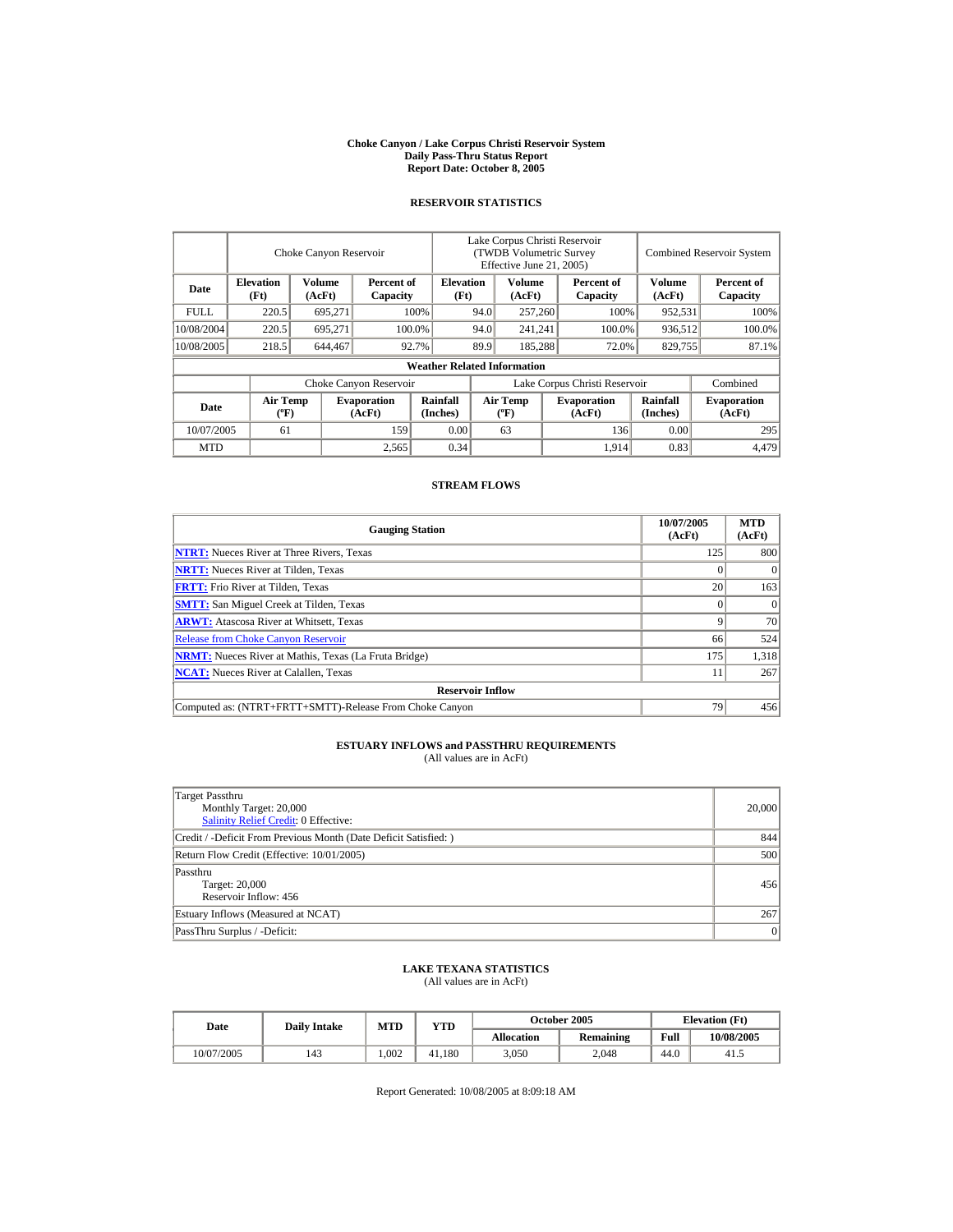**Choke Canyon / Lake Corpus Christi Reservoir System**
**Daily Pass-Thru Status Report**
**Report Date: October 8, 2005**

## RESERVOIR STATISTICS

| | Choke Canyon Reservoir | | | Lake Corpus Christi Reservoir (TWDB Volumetric Survey Effective June 21, 2005) | | | Combined Reservoir System | |
|---|---|---|---|---|---|---|---|---|
| **Date** | **Elevation (Ft)** | **Volume (AcFt)** | **Percent of Capacity** | **Elevation (Ft)** | **Volume (AcFt)** | **Percent of Capacity** | **Volume (AcFt)** | **Percent of Capacity** |
| FULL | 220.5 | 695,271 | 100% | 94.0 | 257,260 | 100% | 952,531 | 100% |
| 10/08/2004 | 220.5 | 695,271 | 100.0% | 94.0 | 241,241 | 100.0% | 936,512 | 100.0% |
| 10/08/2005 | 218.5 | 644,467 | 92.7% | 89.9 | 185,288 | 72.0% | 829,755 | 87.1% |

**Weather Related Information**

| | Choke Canyon Reservoir | | | Lake Corpus Christi Reservoir | | | Combined |
|---|---|---|---|---|---|---|---|
| **Date** | **Air Temp (ºF)** | **Evaporation (AcFt)** | **Rainfall (Inches)** | **Air Temp (ºF)** | **Evaporation (AcFt)** | **Rainfall (Inches)** | **Evaporation (AcFt)** |
| 10/07/2005 | 61 | 159 | 0.00 | 63 | 136 | 0.00 | 295 |
| MTD | | 2,565 | 0.34 | | 1,914 | 0.83 | 4,479 |

## STREAM FLOWS

| Gauging Station | 10/07/2005 (AcFt) | MTD (AcFt) |
|---|---|---|
| **NTRT:** Nueces River at Three Rivers, Texas | 125 | 800 |
| **NRTT:** Nueces River at Tilden, Texas | 0 | 0 |
| **FRTT:** Frio River at Tilden, Texas | 20 | 163 |
| **SMTT:** San Miguel Creek at Tilden, Texas | 0 | 0 |
| **ARWT:** Atascosa River at Whitsett, Texas | 9 | 70 |
| Release from Choke Canyon Reservoir | 66 | 524 |
| **NRMT:** Nueces River at Mathis, Texas (La Fruta Bridge) | 175 | 1,318 |
| **NCAT:** Nueces River at Calallen, Texas | 11 | 267 |
| **Reservoir Inflow** | | |
| Computed as: (NTRT+FRTT+SMTT)-Release From Choke Canyon | 79 | 456 |

## ESTUARY INFLOWS and PASSTHRU REQUIREMENTS
(All values are in AcFt)

| | |
|---|---|
| Target Passthru<br>Monthly Target: 20,000<br>Salinity Relief Credit: 0 Effective: | 20,000 |
| Credit / -Deficit From Previous Month (Date Deficit Satisfied: ) | 844 |
| Return Flow Credit (Effective: 10/01/2005) | 500 |
| Passthru<br>Target: 20,000<br>Reservoir Inflow: 456 | 456 |
| Estuary Inflows (Measured at NCAT) | 267 |
| PassThru Surplus / -Deficit: | 0 |

## LAKE TEXANA STATISTICS
(All values are in AcFt)

| Date | Daily Intake | MTD | YTD | October 2005 | | Elevation (Ft) | |
|---|---|---|---|---|---|---|---|
| | | | | **Allocation** | **Remaining** | **Full** | **10/08/2005** |
| 10/07/2005 | 143 | 1,002 | 41,180 | 3,050 | 2,048 | 44.0 | 41.5 |

Report Generated: 10/08/2005 at 8:09:18 AM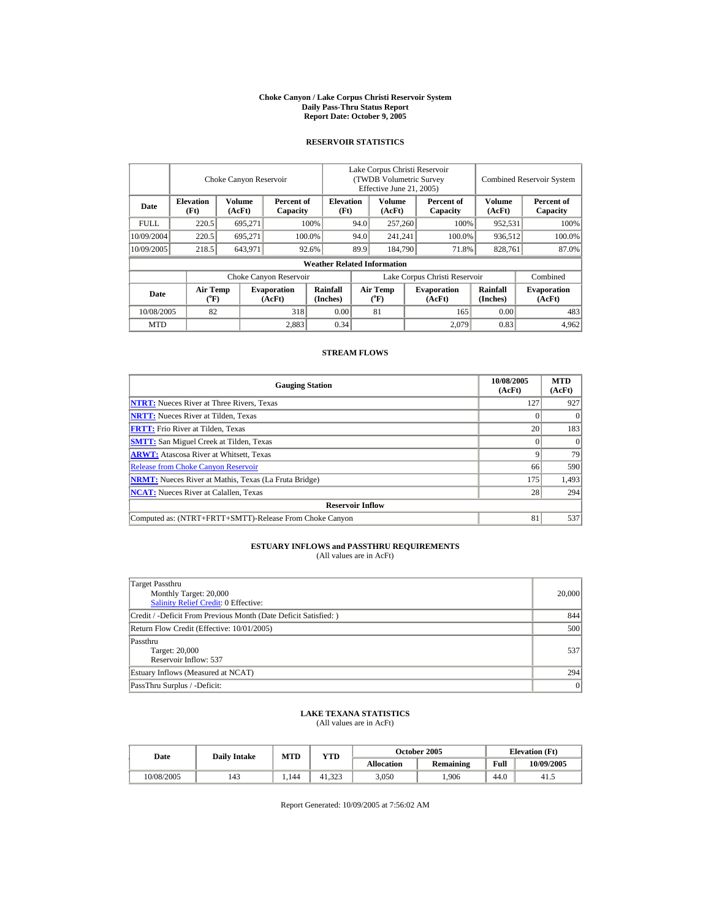# Choke Canyon / Lake Corpus Christi Reservoir System
## Daily Pass-Thru Status Report
## Report Date: October 9, 2005

### RESERVOIR STATISTICS

| Date | Choke Canyon Reservoir | | | Lake Corpus Christi Reservoir (TWDB Volumetric Survey Effective June 21, 2005) | | | Combined Reservoir System | |
|---|---|---|---|---|---|---|---|---|
| | Elevation (Ft) | Volume (AcFt) | Percent of Capacity | Elevation (Ft) | Volume (AcFt) | Percent of Capacity | Volume (AcFt) | Percent of Capacity |
| FULL | 220.5 | 695,271 | 100% | 94.0 | 257,260 | 100% | 952,531 | 100% |
| 10/09/2004 | 220.5 | 695,271 | 100.0% | 94.0 | 241,241 | 100.0% | 936,512 | 100.0% |
| 10/09/2005 | 218.5 | 643,971 | 92.6% | 89.9 | 184,790 | 71.8% | 828,761 | 87.0% |

**Weather Related Information**

| Date | Choke Canyon Reservoir | | | Lake Corpus Christi Reservoir | | | Combined |
|---|---|---|---|---|---|---|---|
| | Air Temp (°F) | Evaporation (AcFt) | Rainfall (Inches) | Air Temp (°F) | Evaporation (AcFt) | Rainfall (Inches) | Evaporation (AcFt) |
| 10/08/2005 | 82 | 318 | 0.00 | 81 | 165 | 0.00 | 483 |
| MTD | | 2,883 | 0.34 | | 2,079 | 0.83 | 4,962 |

### STREAM FLOWS

| Gauging Station | 10/08/2005 (AcFt) | MTD (AcFt) |
|---|---|---|
| NTRT: Nueces River at Three Rivers, Texas | 127 | 927 |
| NRTT: Nueces River at Tilden, Texas | 0 | 0 |
| FRTT: Frio River at Tilden, Texas | 20 | 183 |
| SMTT: San Miguel Creek at Tilden, Texas | 0 | 0 |
| ARWT: Atascosa River at Whitsett, Texas | 9 | 79 |
| Release from Choke Canyon Reservoir | 66 | 590 |
| NRMT: Nueces River at Mathis, Texas (La Fruta Bridge) | 175 | 1,493 |
| NCAT: Nueces River at Calallen, Texas | 28 | 294 |
| **Reservoir Inflow** | | |
| Computed as: (NTRT+FRTT+SMTT)-Release From Choke Canyon | 81 | 537 |

### ESTUARY INFLOWS and PASSTHRU REQUIREMENTS
(All values are in AcFt)

| Item | Value |
|---|---|
| Target Passthru<br>Monthly Target: 20,000<br>Salinity Relief Credit: 0 Effective: | 20,000 |
| Credit / -Deficit From Previous Month (Date Deficit Satisfied: ) | 844 |
| Return Flow Credit (Effective: 10/01/2005) | 500 |
| Passthru<br>Target: 20,000<br>Reservoir Inflow: 537 | 537 |
| Estuary Inflows (Measured at NCAT) | 294 |
| PassThru Surplus / -Deficit: | 0 |

### LAKE TEXANA STATISTICS
(All values are in AcFt)

| Date | Daily Intake | MTD | YTD | October 2005 | | Elevation (Ft) | |
|---|---|---|---|---|---|---|---|
| | | | | Allocation | Remaining | Full | 10/09/2005 |
| 10/08/2005 | 143 | 1,144 | 41,323 | 3,050 | 1,906 | 44.0 | 41.5 |

Report Generated: 10/09/2005 at 7:56:02 AM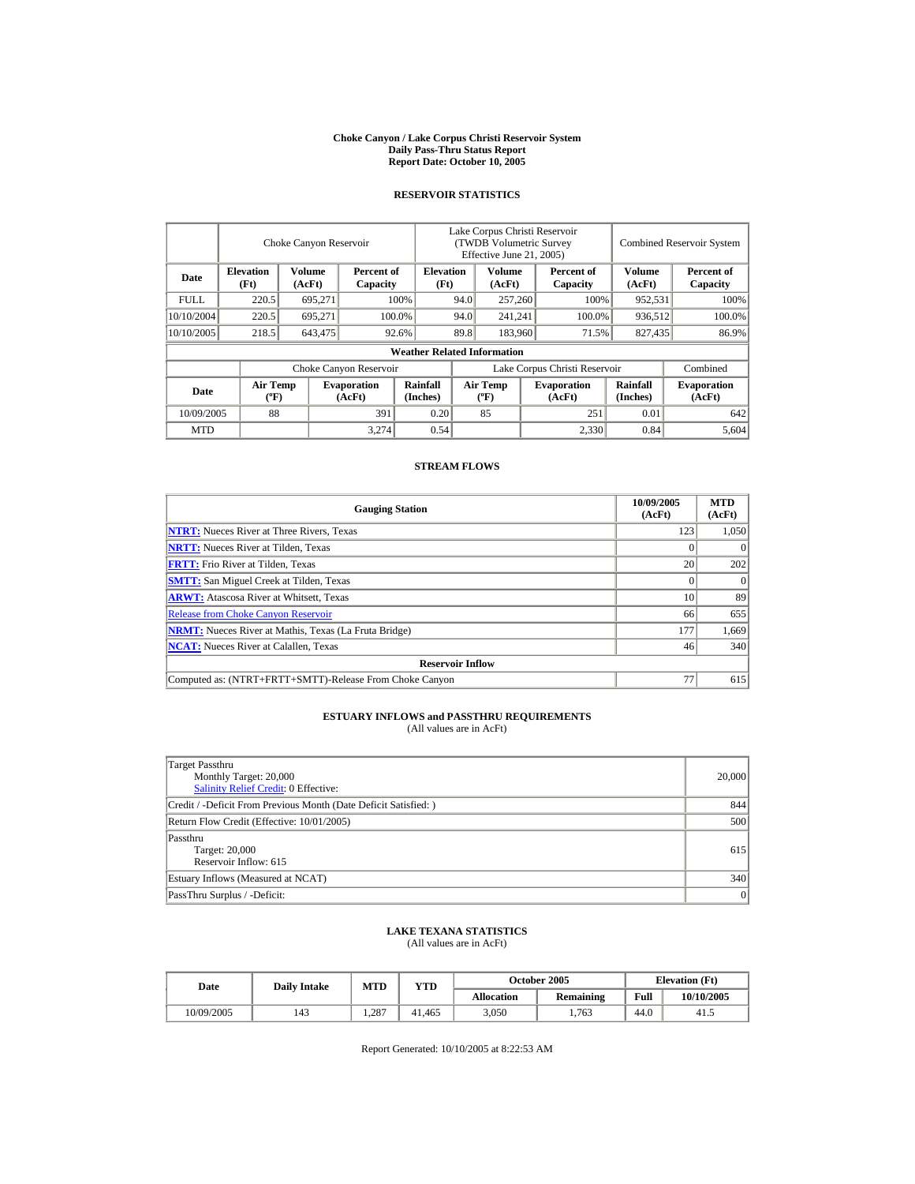**Choke Canyon / Lake Corpus Christi Reservoir System**
**Daily Pass-Thru Status Report**
**Report Date: October 10, 2005**

## RESERVOIR STATISTICS

| Date | Choke Canyon Reservoir | | | Lake Corpus Christi Reservoir (TWDB Volumetric Survey Effective June 21, 2005) | | | Combined Reservoir System | |
|---|---|---|---|---|---|---|---|---|
| | Elevation (Ft) | Volume (AcFt) | Percent of Capacity | Elevation (Ft) | Volume (AcFt) | Percent of Capacity | Volume (AcFt) | Percent of Capacity |
| FULL | 220.5 | 695,271 | 100% | 94.0 | 257,260 | 100% | 952,531 | 100% |
| 10/10/2004 | 220.5 | 695,271 | 100.0% | 94.0 | 241,241 | 100.0% | 936,512 | 100.0% |
| 10/10/2005 | 218.5 | 643,475 | 92.6% | 89.8 | 183,960 | 71.5% | 827,435 | 86.9% |

**Weather Related Information**

| Date | Choke Canyon Reservoir | | | Lake Corpus Christi Reservoir | | | Combined |
|---|---|---|---|---|---|---|---|
| | Air Temp (ºF) | Evaporation (AcFt) | Rainfall (Inches) | Air Temp (ºF) | Evaporation (AcFt) | Rainfall (Inches) | Evaporation (AcFt) |
| 10/09/2005 | 88 | 391 | 0.20 | 85 | 251 | 0.01 | 642 |
| MTD | | 3,274 | 0.54 | | 2,330 | 0.84 | 5,604 |

## STREAM FLOWS

| Gauging Station | 10/09/2005 (AcFt) | MTD (AcFt) |
|---|---|---|
| NTRT: Nueces River at Three Rivers, Texas | 123 | 1,050 |
| NRTT: Nueces River at Tilden, Texas | 0 | 0 |
| FRTT: Frio River at Tilden, Texas | 20 | 202 |
| SMTT: San Miguel Creek at Tilden, Texas | 0 | 0 |
| ARWT: Atascosa River at Whitsett, Texas | 10 | 89 |
| Release from Choke Canyon Reservoir | 66 | 655 |
| NRMT: Nueces River at Mathis, Texas (La Fruta Bridge) | 177 | 1,669 |
| NCAT: Nueces River at Calallen, Texas | 46 | 340 |
| **Reservoir Inflow** | | |
| Computed as: (NTRT+FRTT+SMTT)-Release From Choke Canyon | 77 | 615 |

## ESTUARY INFLOWS and PASSTHRU REQUIREMENTS
(All values are in AcFt)

| Item | Value |
|---|---|
| Target Passthru<br>Monthly Target: 20,000<br>Salinity Relief Credit: 0 Effective: | 20,000 |
| Credit / -Deficit From Previous Month (Date Deficit Satisfied: ) | 844 |
| Return Flow Credit (Effective: 10/01/2005) | 500 |
| Passthru<br>Target: 20,000<br>Reservoir Inflow: 615 | 615 |
| Estuary Inflows (Measured at NCAT) | 340 |
| PassThru Surplus / -Deficit: | 0 |

## LAKE TEXANA STATISTICS
(All values are in AcFt)

| Date | Daily Intake | MTD | YTD | October 2005 | | Elevation (Ft) | |
|---|---|---|---|---|---|---|---|
| | | | | Allocation | Remaining | Full | 10/10/2005 |
| 10/09/2005 | 143 | 1,287 | 41,465 | 3,050 | 1,763 | 44.0 | 41.5 |

Report Generated: 10/10/2005 at 8:22:53 AM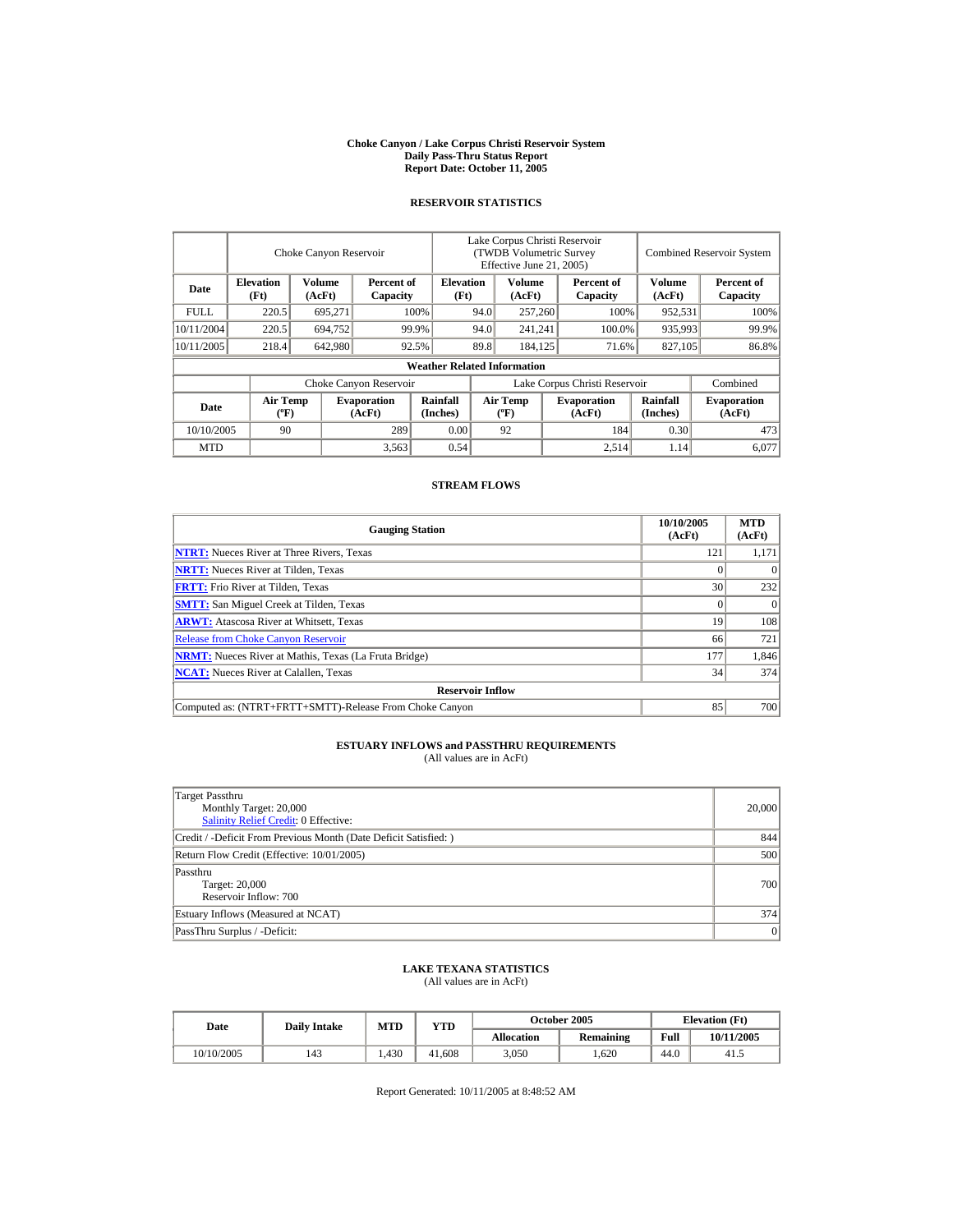# Choke Canyon / Lake Corpus Christi Reservoir System
## Daily Pass-Thru Status Report
### Report Date: October 11, 2005

## RESERVOIR STATISTICS

| Date | Choke Canyon Reservoir | | | Lake Corpus Christi Reservoir (TWDB Volumetric Survey Effective June 21, 2005) | | | Combined Reservoir System | |
|---|---|---|---|---|---|---|---|---|
| | Elevation (Ft) | Volume (AcFt) | Percent of Capacity | Elevation (Ft) | Volume (AcFt) | Percent of Capacity | Volume (AcFt) | Percent of Capacity |
| FULL | 220.5 | 695,271 | 100% | 94.0 | 257,260 | 100% | 952,531 | 100% |
| 10/11/2004 | 220.5 | 694,752 | 99.9% | 94.0 | 241,241 | 100.0% | 935,993 | 99.9% |
| 10/11/2005 | 218.4 | 642,980 | 92.5% | 89.8 | 184,125 | 71.6% | 827,105 | 86.8% |

**Weather Related Information**

| Date | Choke Canyon Reservoir | | | Lake Corpus Christi Reservoir | | | Combined |
|---|---|---|---|---|---|---|---|
| | Air Temp (ºF) | Evaporation (AcFt) | Rainfall (Inches) | Air Temp (ºF) | Evaporation (AcFt) | Rainfall (Inches) | Evaporation (AcFt) |
| 10/10/2005 | 90 | 289 | 0.00 | 92 | 184 | 0.30 | 473 |
| MTD | | 3,563 | 0.54 | | 2,514 | 1.14 | 6,077 |

## STREAM FLOWS

| Gauging Station | 10/10/2005 (AcFt) | MTD (AcFt) |
|---|---|---|
| NTRT: Nueces River at Three Rivers, Texas | 121 | 1,171 |
| NRTT: Nueces River at Tilden, Texas | 0 | 0 |
| FRTT: Frio River at Tilden, Texas | 30 | 232 |
| SMTT: San Miguel Creek at Tilden, Texas | 0 | 0 |
| ARWT: Atascosa River at Whitsett, Texas | 19 | 108 |
| Release from Choke Canyon Reservoir | 66 | 721 |
| NRMT: Nueces River at Mathis, Texas (La Fruta Bridge) | 177 | 1,846 |
| NCAT: Nueces River at Calallen, Texas | 34 | 374 |
| **Reservoir Inflow** | | |
| Computed as: (NTRT+FRTT+SMTT)-Release From Choke Canyon | 85 | 700 |

## ESTUARY INFLOWS and PASSTHRU REQUIREMENTS
(All values are in AcFt)

| Item | Value |
|---|---|
| Target Passthru<br>Monthly Target: 20,000<br>Salinity Relief Credit: 0 Effective: | 20,000 |
| Credit / -Deficit From Previous Month (Date Deficit Satisfied: ) | 844 |
| Return Flow Credit (Effective: 10/01/2005) | 500 |
| Passthru<br>Target: 20,000<br>Reservoir Inflow: 700 | 700 |
| Estuary Inflows (Measured at NCAT) | 374 |
| PassThru Surplus / -Deficit: | 0 |

## LAKE TEXANA STATISTICS
(All values are in AcFt)

| Date | Daily Intake | MTD | YTD | October 2005 | | Elevation (Ft) | |
|---|---|---|---|---|---|---|---|
| | | | | Allocation | Remaining | Full | 10/11/2005 |
| 10/10/2005 | 143 | 1,430 | 41,608 | 3,050 | 1,620 | 44.0 | 41.5 |

Report Generated: 10/11/2005 at 8:48:52 AM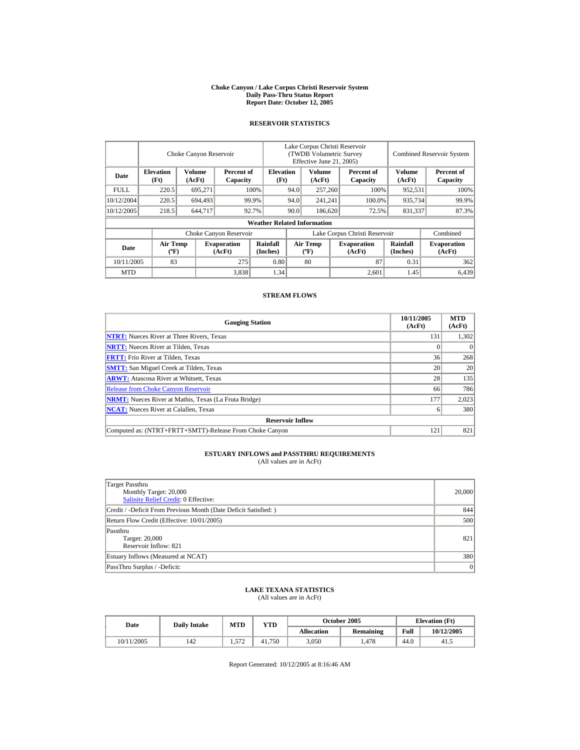# Choke Canyon / Lake Corpus Christi Reservoir System
## Daily Pass-Thru Status Report
### Report Date: October 12, 2005

## RESERVOIR STATISTICS

| Date | Choke Canyon Reservoir | | | Lake Corpus Christi Reservoir (TWDB Volumetric Survey Effective June 21, 2005) | | | Combined Reservoir System | |
|---|---|---|---|---|---|---|---|---|
| | Elevation (Ft) | Volume (AcFt) | Percent of Capacity | Elevation (Ft) | Volume (AcFt) | Percent of Capacity | Volume (AcFt) | Percent of Capacity |
| FULL | 220.5 | 695,271 | 100% | 94.0 | 257,260 | 100% | 952,531 | 100% |
| 10/12/2004 | 220.5 | 694,493 | 99.9% | 94.0 | 241,241 | 100.0% | 935,734 | 99.9% |
| 10/12/2005 | 218.5 | 644,717 | 92.7% | 90.0 | 186,620 | 72.5% | 831,337 | 87.3% |

**Weather Related Information**

| Date | Choke Canyon Reservoir | | | Lake Corpus Christi Reservoir | | | Combined |
|---|---|---|---|---|---|---|---|
| | Air Temp (ºF) | Evaporation (AcFt) | Rainfall (Inches) | Air Temp (ºF) | Evaporation (AcFt) | Rainfall (Inches) | Evaporation (AcFt) |
| 10/11/2005 | 83 | 275 | 0.80 | 80 | 87 | 0.31 | 362 |
| MTD | | 3,838 | 1.34 | | 2,601 | 1.45 | 6,439 |

## STREAM FLOWS

| Gauging Station | 10/11/2005 (AcFt) | MTD (AcFt) |
|---|---|---|
| NTRT: Nueces River at Three Rivers, Texas | 131 | 1,302 |
| NRTT: Nueces River at Tilden, Texas | 0 | 0 |
| FRTT: Frio River at Tilden, Texas | 36 | 268 |
| SMTT: San Miguel Creek at Tilden, Texas | 20 | 20 |
| ARWT: Atascosa River at Whitsett, Texas | 28 | 135 |
| Release from Choke Canyon Reservoir | 66 | 786 |
| NRMT: Nueces River at Mathis, Texas (La Fruta Bridge) | 177 | 2,023 |
| NCAT: Nueces River at Calallen, Texas | 6 | 380 |
| **Reservoir Inflow** | | |
| Computed as: (NTRT+FRTT+SMTT)-Release From Choke Canyon | 121 | 821 |

## ESTUARY INFLOWS and PASSTHRU REQUIREMENTS
(All values are in AcFt)

| | |
|---|---|
| Target Passthru<br>Monthly Target: 20,000<br>Salinity Relief Credit: 0 Effective: | 20,000 |
| Credit / -Deficit From Previous Month (Date Deficit Satisfied: ) | 844 |
| Return Flow Credit (Effective: 10/01/2005) | 500 |
| Passthru<br>Target: 20,000<br>Reservoir Inflow: 821 | 821 |
| Estuary Inflows (Measured at NCAT) | 380 |
| PassThru Surplus / -Deficit: | 0 |

## LAKE TEXANA STATISTICS
(All values are in AcFt)

| Date | Daily Intake | MTD | YTD | October 2005 | | Elevation (Ft) | |
|---|---|---|---|---|---|---|---|
| | | | | Allocation | Remaining | Full | 10/12/2005 |
| 10/11/2005 | 142 | 1,572 | 41,750 | 3,050 | 1,478 | 44.0 | 41.5 |

Report Generated: 10/12/2005 at 8:16:46 AM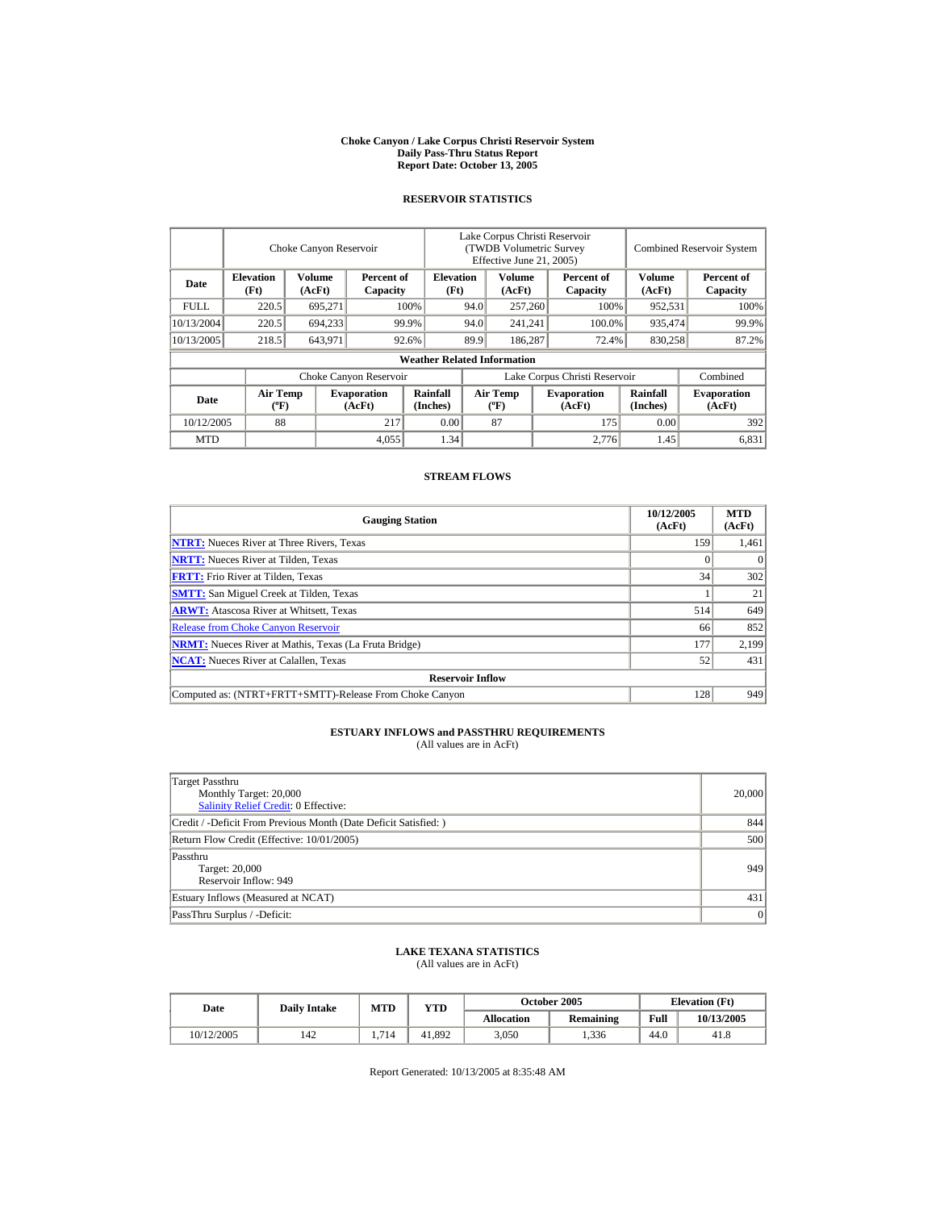# Choke Canyon / Lake Corpus Christi Reservoir System
## Daily Pass-Thru Status Report
## Report Date: October 13, 2005

### RESERVOIR STATISTICS

| | Choke Canyon Reservoir | | | Lake Corpus Christi Reservoir (TWDB Volumetric Survey Effective June 21, 2005) | | | Combined Reservoir System | |
|---|---|---|---|---|---|---|---|---|
| Date | Elevation (Ft) | Volume (AcFt) | Percent of Capacity | Elevation (Ft) | Volume (AcFt) | Percent of Capacity | Volume (AcFt) | Percent of Capacity |
| FULL | 220.5 | 695,271 | 100% | 94.0 | 257,260 | 100% | 952,531 | 100% |
| 10/13/2004 | 220.5 | 694,233 | 99.9% | 94.0 | 241,241 | 100.0% | 935,474 | 99.9% |
| 10/13/2005 | 218.5 | 643,971 | 92.6% | 89.9 | 186,287 | 72.4% | 830,258 | 87.2% |

**Weather Related Information**

| | Choke Canyon Reservoir | | | Lake Corpus Christi Reservoir | | | Combined |
|---|---|---|---|---|---|---|---|
| Date | Air Temp (ºF) | Evaporation (AcFt) | Rainfall (Inches) | Air Temp (ºF) | Evaporation (AcFt) | Rainfall (Inches) | Evaporation (AcFt) |
| 10/12/2005 | 88 | 217 | 0.00 | 87 | 175 | 0.00 | 392 |
| MTD | | 4,055 | 1.34 | | 2,776 | 1.45 | 6,831 |

### STREAM FLOWS

| Gauging Station | 10/12/2005 (AcFt) | MTD (AcFt) |
|---|---|---|
| **NTRT:** Nueces River at Three Rivers, Texas | 159 | 1,461 |
| **NRTT:** Nueces River at Tilden, Texas | 0 | 0 |
| **FRTT:** Frio River at Tilden, Texas | 34 | 302 |
| **SMTT:** San Miguel Creek at Tilden, Texas | 1 | 21 |
| **ARWT:** Atascosa River at Whitsett, Texas | 514 | 649 |
| Release from Choke Canyon Reservoir | 66 | 852 |
| **NRMT:** Nueces River at Mathis, Texas (La Fruta Bridge) | 177 | 2,199 |
| **NCAT:** Nueces River at Calallen, Texas | 52 | 431 |
| **Reservoir Inflow** | | |
| Computed as: (NTRT+FRTT+SMTT)-Release From Choke Canyon | 128 | 949 |

### ESTUARY INFLOWS and PASSTHRU REQUIREMENTS
(All values are in AcFt)

| | |
|---|---|
| Target Passthru<br>Monthly Target: 20,000<br>Salinity Relief Credit: 0 Effective: | 20,000 |
| Credit / -Deficit From Previous Month (Date Deficit Satisfied: ) | 844 |
| Return Flow Credit (Effective: 10/01/2005) | 500 |
| Passthru<br>Target: 20,000<br>Reservoir Inflow: 949 | 949 |
| Estuary Inflows (Measured at NCAT) | 431 |
| PassThru Surplus / -Deficit: | 0 |

### LAKE TEXANA STATISTICS
(All values are in AcFt)

| Date | Daily Intake | MTD | YTD | October 2005 | | Elevation (Ft) | |
|---|---|---|---|---|---|---|---|
| | | | | Allocation | Remaining | Full | 10/13/2005 |
| 10/12/2005 | 142 | 1,714 | 41,892 | 3,050 | 1,336 | 44.0 | 41.8 |

Report Generated: 10/13/2005 at 8:35:48 AM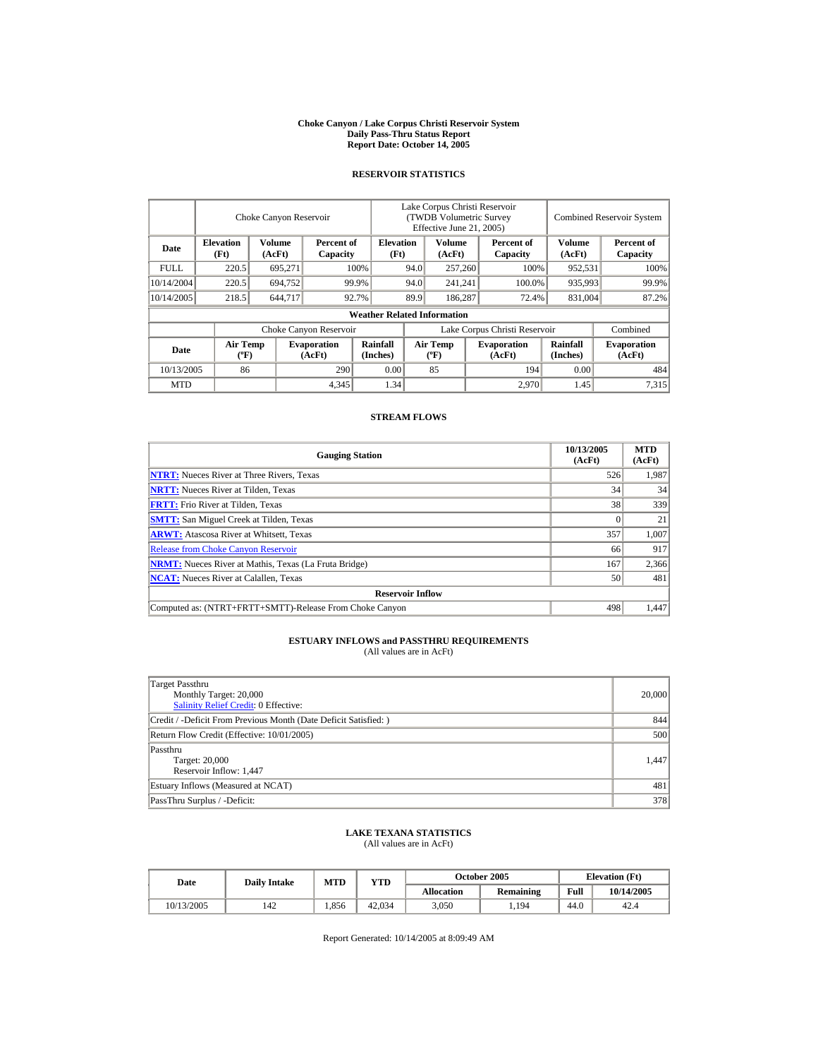# Choke Canyon / Lake Corpus Christi Reservoir System
## Daily Pass-Thru Status Report
### Report Date: October 14, 2005

## RESERVOIR STATISTICS

| | Choke Canyon Reservoir | | | Lake Corpus Christi Reservoir (TWDB Volumetric Survey Effective June 21, 2005) | | | Combined Reservoir System | |
|---|---|---|---|---|---|---|---|---|
| Date | Elevation (Ft) | Volume (AcFt) | Percent of Capacity | Elevation (Ft) | Volume (AcFt) | Percent of Capacity | Volume (AcFt) | Percent of Capacity |
| FULL | 220.5 | 695,271 | 100% | 94.0 | 257,260 | 100% | 952,531 | 100% |
| 10/14/2004 | 220.5 | 694,752 | 99.9% | 94.0 | 241,241 | 100.0% | 935,993 | 99.9% |
| 10/14/2005 | 218.5 | 644,717 | 92.7% | 89.9 | 186,287 | 72.4% | 831,004 | 87.2% |

**Weather Related Information**

| | Choke Canyon Reservoir | | | Lake Corpus Christi Reservoir | | | Combined |
|---|---|---|---|---|---|---|---|
| Date | Air Temp (ºF) | Evaporation (AcFt) | Rainfall (Inches) | Air Temp (ºF) | Evaporation (AcFt) | Rainfall (Inches) | Evaporation (AcFt) |
| 10/13/2005 | 86 | 290 | 0.00 | 85 | 194 | 0.00 | 484 |
| MTD | | 4,345 | 1.34 | | 2,970 | 1.45 | 7,315 |

## STREAM FLOWS

| Gauging Station | 10/13/2005 (AcFt) | MTD (AcFt) |
|---|---|---|
| NTRT: Nueces River at Three Rivers, Texas | 526 | 1,987 |
| NRTT: Nueces River at Tilden, Texas | 34 | 34 |
| FRTT: Frio River at Tilden, Texas | 38 | 339 |
| SMTT: San Miguel Creek at Tilden, Texas | 0 | 21 |
| ARWT: Atascosa River at Whitsett, Texas | 357 | 1,007 |
| Release from Choke Canyon Reservoir | 66 | 917 |
| NRMT: Nueces River at Mathis, Texas (La Fruta Bridge) | 167 | 2,366 |
| NCAT: Nueces River at Calallen, Texas | 50 | 481 |
| **Reservoir Inflow** | | |
| Computed as: (NTRT+FRTT+SMTT)-Release From Choke Canyon | 498 | 1,447 |

## ESTUARY INFLOWS and PASSTHRU REQUIREMENTS
(All values are in AcFt)

| | |
|---|---|
| Target Passthru<br>Monthly Target: 20,000<br>Salinity Relief Credit: 0 Effective: | 20,000 |
| Credit / -Deficit From Previous Month (Date Deficit Satisfied: ) | 844 |
| Return Flow Credit (Effective: 10/01/2005) | 500 |
| Passthru<br>Target: 20,000<br>Reservoir Inflow: 1,447 | 1,447 |
| Estuary Inflows (Measured at NCAT) | 481 |
| PassThru Surplus / -Deficit: | 378 |

## LAKE TEXANA STATISTICS
(All values are in AcFt)

| Date | Daily Intake | MTD | YTD | October 2005 | | Elevation (Ft) | |
|---|---|---|---|---|---|---|---|
| | | | | Allocation | Remaining | Full | 10/14/2005 |
| 10/13/2005 | 142 | 1,856 | 42,034 | 3,050 | 1,194 | 44.0 | 42.4 |

Report Generated: 10/14/2005 at 8:09:49 AM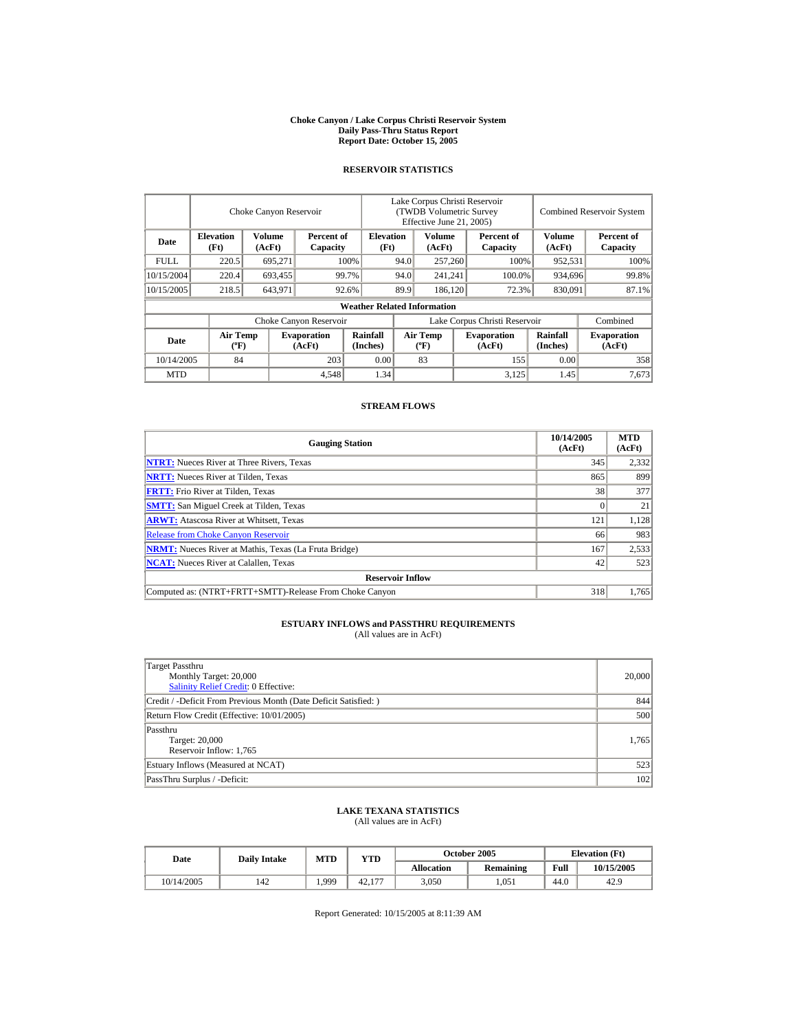# Choke Canyon / Lake Corpus Christi Reservoir System
## Daily Pass-Thru Status Report
### Report Date: October 15, 2005

## RESERVOIR STATISTICS

| Date | Choke Canyon Reservoir | | | Lake Corpus Christi Reservoir (TWDB Volumetric Survey Effective June 21, 2005) | | | Combined Reservoir System | |
|---|---|---|---|---|---|---|---|---|
| | Elevation (Ft) | Volume (AcFt) | Percent of Capacity | Elevation (Ft) | Volume (AcFt) | Percent of Capacity | Volume (AcFt) | Percent of Capacity |
| FULL | 220.5 | 695,271 | 100% | 94.0 | 257,260 | 100% | 952,531 | 100% |
| 10/15/2004 | 220.4 | 693,455 | 99.7% | 94.0 | 241,241 | 100.0% | 934,696 | 99.8% |
| 10/15/2005 | 218.5 | 643,971 | 92.6% | 89.9 | 186,120 | 72.3% | 830,091 | 87.1% |

**Weather Related Information**

| Date | Choke Canyon Reservoir | | | Lake Corpus Christi Reservoir | | | Combined |
|---|---|---|---|---|---|---|---|
| | Air Temp (ºF) | Evaporation (AcFt) | Rainfall (Inches) | Air Temp (ºF) | Evaporation (AcFt) | Rainfall (Inches) | Evaporation (AcFt) |
| 10/14/2005 | 84 | 203 | 0.00 | 83 | 155 | 0.00 | 358 |
| MTD | | 4,548 | 1.34 | | 3,125 | 1.45 | 7,673 |

## STREAM FLOWS

| Gauging Station | 10/14/2005 (AcFt) | MTD (AcFt) |
|---|---|---|
| NTRT: Nueces River at Three Rivers, Texas | 345 | 2,332 |
| NRTT: Nueces River at Tilden, Texas | 865 | 899 |
| FRTT: Frio River at Tilden, Texas | 38 | 377 |
| SMTT: San Miguel Creek at Tilden, Texas | 0 | 21 |
| ARWT: Atascosa River at Whitsett, Texas | 121 | 1,128 |
| Release from Choke Canyon Reservoir | 66 | 983 |
| NRMT: Nueces River at Mathis, Texas (La Fruta Bridge) | 167 | 2,533 |
| NCAT: Nueces River at Calallen, Texas | 42 | 523 |
| **Reservoir Inflow** | | |
| Computed as: (NTRT+FRTT+SMTT)-Release From Choke Canyon | 318 | 1,765 |

## ESTUARY INFLOWS and PASSTHRU REQUIREMENTS
(All values are in AcFt)

| | |
|---|---|
| Target Passthru<br>Monthly Target: 20,000<br>Salinity Relief Credit: 0 Effective: | 20,000 |
| Credit / -Deficit From Previous Month (Date Deficit Satisfied: ) | 844 |
| Return Flow Credit (Effective: 10/01/2005) | 500 |
| Passthru<br>Target: 20,000<br>Reservoir Inflow: 1,765 | 1,765 |
| Estuary Inflows (Measured at NCAT) | 523 |
| PassThru Surplus / -Deficit: | 102 |

## LAKE TEXANA STATISTICS
(All values are in AcFt)

| Date | Daily Intake | MTD | YTD | October 2005 | | Elevation (Ft) | |
|---|---|---|---|---|---|---|---|
| | | | | Allocation | Remaining | Full | 10/15/2005 |
| 10/14/2005 | 142 | 1,999 | 42,177 | 3,050 | 1,051 | 44.0 | 42.9 |

Report Generated: 10/15/2005 at 8:11:39 AM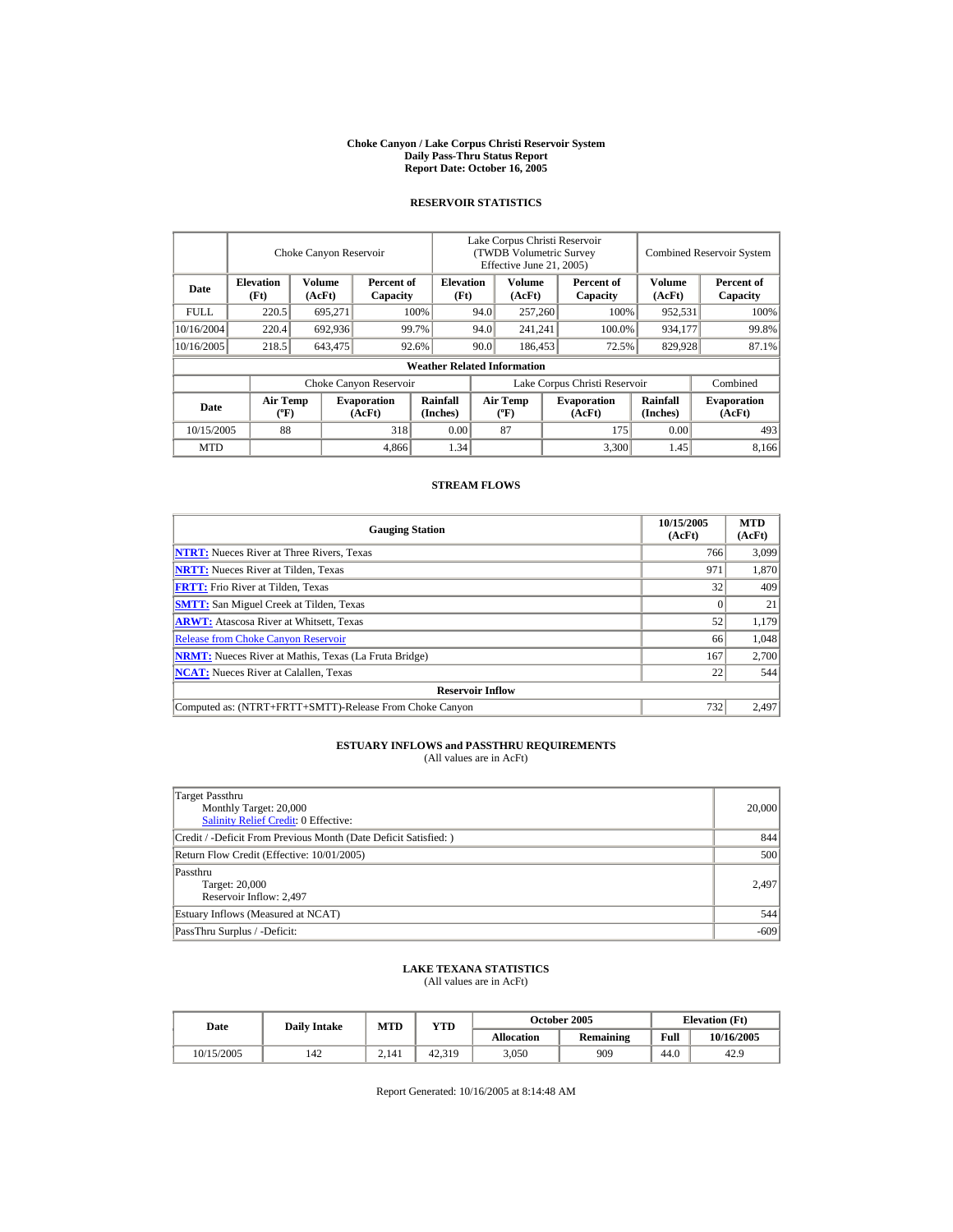# Choke Canyon / Lake Corpus Christi Reservoir System
## Daily Pass-Thru Status Report
## Report Date: October 16, 2005

### RESERVOIR STATISTICS

| | Choke Canyon Reservoir | | | Lake Corpus Christi Reservoir (TWDB Volumetric Survey Effective June 21, 2005) | | | Combined Reservoir System | |
|---|---|---|---|---|---|---|---|---|
| Date | Elevation (Ft) | Volume (AcFt) | Percent of Capacity | Elevation (Ft) | Volume (AcFt) | Percent of Capacity | Volume (AcFt) | Percent of Capacity |
| FULL | 220.5 | 695,271 | 100% | 94.0 | 257,260 | 100% | 952,531 | 100% |
| 10/16/2004 | 220.4 | 692,936 | 99.7% | 94.0 | 241,241 | 100.0% | 934,177 | 99.8% |
| 10/16/2005 | 218.5 | 643,475 | 92.6% | 90.0 | 186,453 | 72.5% | 829,928 | 87.1% |

**Weather Related Information**

| | Choke Canyon Reservoir | | | Lake Corpus Christi Reservoir | | | Combined |
|---|---|---|---|---|---|---|---|
| Date | Air Temp (ºF) | Evaporation (AcFt) | Rainfall (Inches) | Air Temp (ºF) | Evaporation (AcFt) | Rainfall (Inches) | Evaporation (AcFt) |
| 10/15/2005 | 88 | 318 | 0.00 | 87 | 175 | 0.00 | 493 |
| MTD | | 4,866 | 1.34 | | 3,300 | 1.45 | 8,166 |

### STREAM FLOWS

| Gauging Station | 10/15/2005 (AcFt) | MTD (AcFt) |
|---|---|---|
| NTRT: Nueces River at Three Rivers, Texas | 766 | 3,099 |
| NRTT: Nueces River at Tilden, Texas | 971 | 1,870 |
| FRTT: Frio River at Tilden, Texas | 32 | 409 |
| SMTT: San Miguel Creek at Tilden, Texas | 0 | 21 |
| ARWT: Atascosa River at Whitsett, Texas | 52 | 1,179 |
| Release from Choke Canyon Reservoir | 66 | 1,048 |
| NRMT: Nueces River at Mathis, Texas (La Fruta Bridge) | 167 | 2,700 |
| NCAT: Nueces River at Calallen, Texas | 22 | 544 |
| **Reservoir Inflow** | | |
| Computed as: (NTRT+FRTT+SMTT)-Release From Choke Canyon | 732 | 2,497 |

### ESTUARY INFLOWS and PASSTHRU REQUIREMENTS
(All values are in AcFt)

| | |
|---|---|
| Target Passthru<br>Monthly Target: 20,000<br>Salinity Relief Credit: 0 Effective: | 20,000 |
| Credit / -Deficit From Previous Month (Date Deficit Satisfied: ) | 844 |
| Return Flow Credit (Effective: 10/01/2005) | 500 |
| Passthru<br>Target: 20,000<br>Reservoir Inflow: 2,497 | 2,497 |
| Estuary Inflows (Measured at NCAT) | 544 |
| PassThru Surplus / -Deficit: | -609 |

### LAKE TEXANA STATISTICS
(All values are in AcFt)

| Date | Daily Intake | MTD | YTD | October 2005 | | Elevation (Ft) | |
|---|---|---|---|---|---|---|---|
| | | | | Allocation | Remaining | Full | 10/16/2005 |
| 10/15/2005 | 142 | 2,141 | 42,319 | 3,050 | 909 | 44.0 | 42.9 |

Report Generated: 10/16/2005 at 8:14:48 AM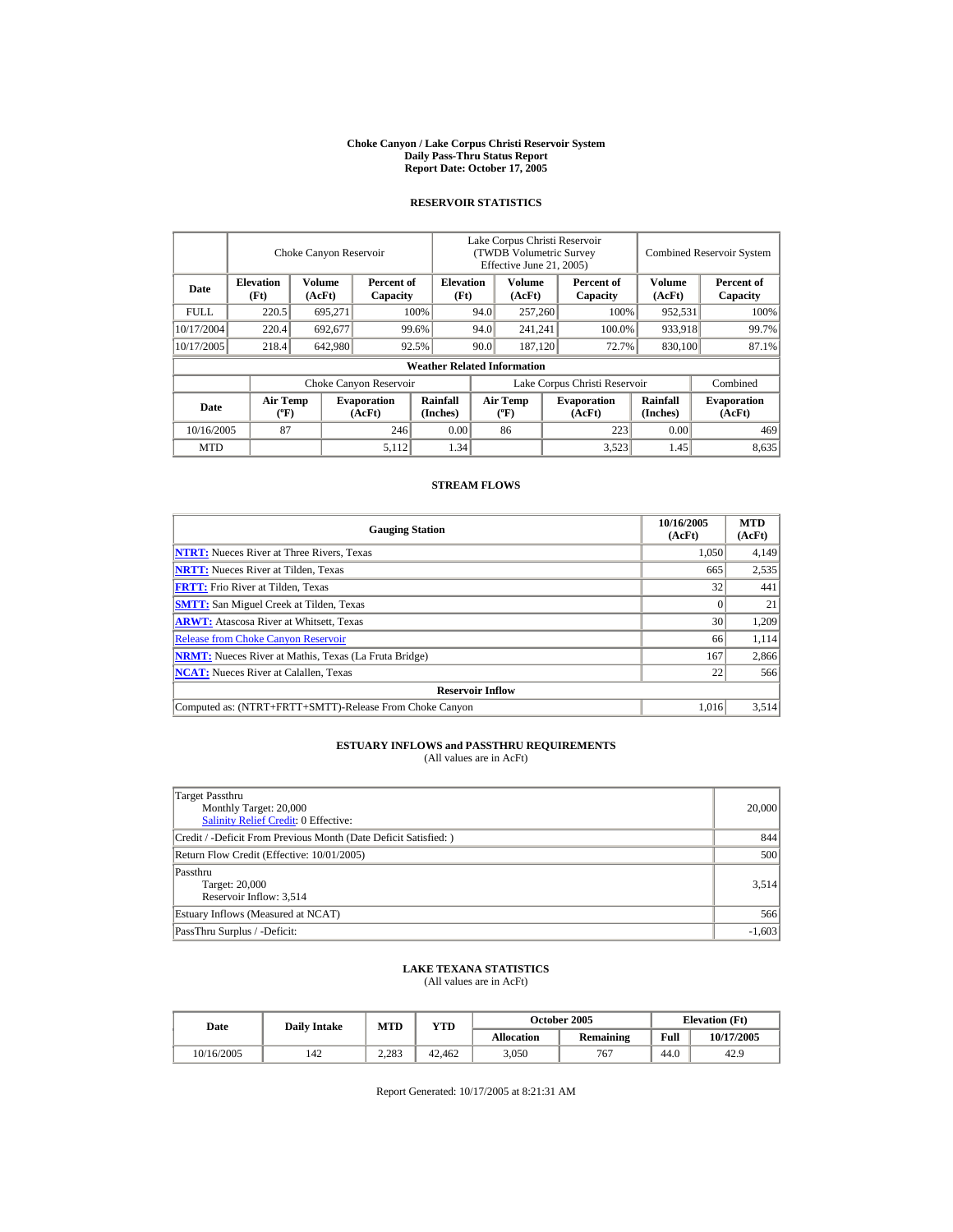**Choke Canyon / Lake Corpus Christi Reservoir System**
**Daily Pass-Thru Status Report**
**Report Date: October 17, 2005**

## RESERVOIR STATISTICS

| Date | Choke Canyon Reservoir | | | Lake Corpus Christi Reservoir (TWDB Volumetric Survey Effective June 21, 2005) | | | Combined Reservoir System | |
|---|---|---|---|---|---|---|---|---|
| | Elevation (Ft) | Volume (AcFt) | Percent of Capacity | Elevation (Ft) | Volume (AcFt) | Percent of Capacity | Volume (AcFt) | Percent of Capacity |
| FULL | 220.5 | 695,271 | 100% | 94.0 | 257,260 | 100% | 952,531 | 100% |
| 10/17/2004 | 220.4 | 692,677 | 99.6% | 94.0 | 241,241 | 100.0% | 933,918 | 99.7% |
| 10/17/2005 | 218.4 | 642,980 | 92.5% | 90.0 | 187,120 | 72.7% | 830,100 | 87.1% |

**Weather Related Information**

| Date | Choke Canyon Reservoir | | | Lake Corpus Christi Reservoir | | | Combined |
|---|---|---|---|---|---|---|---|
| | Air Temp (ºF) | Evaporation (AcFt) | Rainfall (Inches) | Air Temp (ºF) | Evaporation (AcFt) | Rainfall (Inches) | Evaporation (AcFt) |
| 10/16/2005 | 87 | 246 | 0.00 | 86 | 223 | 0.00 | 469 |
| MTD | | 5,112 | 1.34 | | 3,523 | 1.45 | 8,635 |

## STREAM FLOWS

| Gauging Station | 10/16/2005 (AcFt) | MTD (AcFt) |
|---|---|---|
| NTRT: Nueces River at Three Rivers, Texas | 1,050 | 4,149 |
| NRTT: Nueces River at Tilden, Texas | 665 | 2,535 |
| FRTT: Frio River at Tilden, Texas | 32 | 441 |
| SMTT: San Miguel Creek at Tilden, Texas | 0 | 21 |
| ARWT: Atascosa River at Whitsett, Texas | 30 | 1,209 |
| Release from Choke Canyon Reservoir | 66 | 1,114 |
| NRMT: Nueces River at Mathis, Texas (La Fruta Bridge) | 167 | 2,866 |
| NCAT: Nueces River at Calallen, Texas | 22 | 566 |
| **Reservoir Inflow** | | |
| Computed as: (NTRT+FRTT+SMTT)-Release From Choke Canyon | 1,016 | 3,514 |

## ESTUARY INFLOWS and PASSTHRU REQUIREMENTS
(All values are in AcFt)

| | |
|---|---|
| Target Passthru<br>Monthly Target: 20,000<br>Salinity Relief Credit: 0 Effective: | 20,000 |
| Credit / -Deficit From Previous Month (Date Deficit Satisfied: ) | 844 |
| Return Flow Credit (Effective: 10/01/2005) | 500 |
| Passthru<br>Target: 20,000<br>Reservoir Inflow: 3,514 | 3,514 |
| Estuary Inflows (Measured at NCAT) | 566 |
| PassThru Surplus / -Deficit: | -1,603 |

## LAKE TEXANA STATISTICS
(All values are in AcFt)

| Date | Daily Intake | MTD | YTD | October 2005 | | Elevation (Ft) | |
|---|---|---|---|---|---|---|---|
| | | | | Allocation | Remaining | Full | 10/17/2005 |
| 10/16/2005 | 142 | 2,283 | 42,462 | 3,050 | 767 | 44.0 | 42.9 |

Report Generated: 10/17/2005 at 8:21:31 AM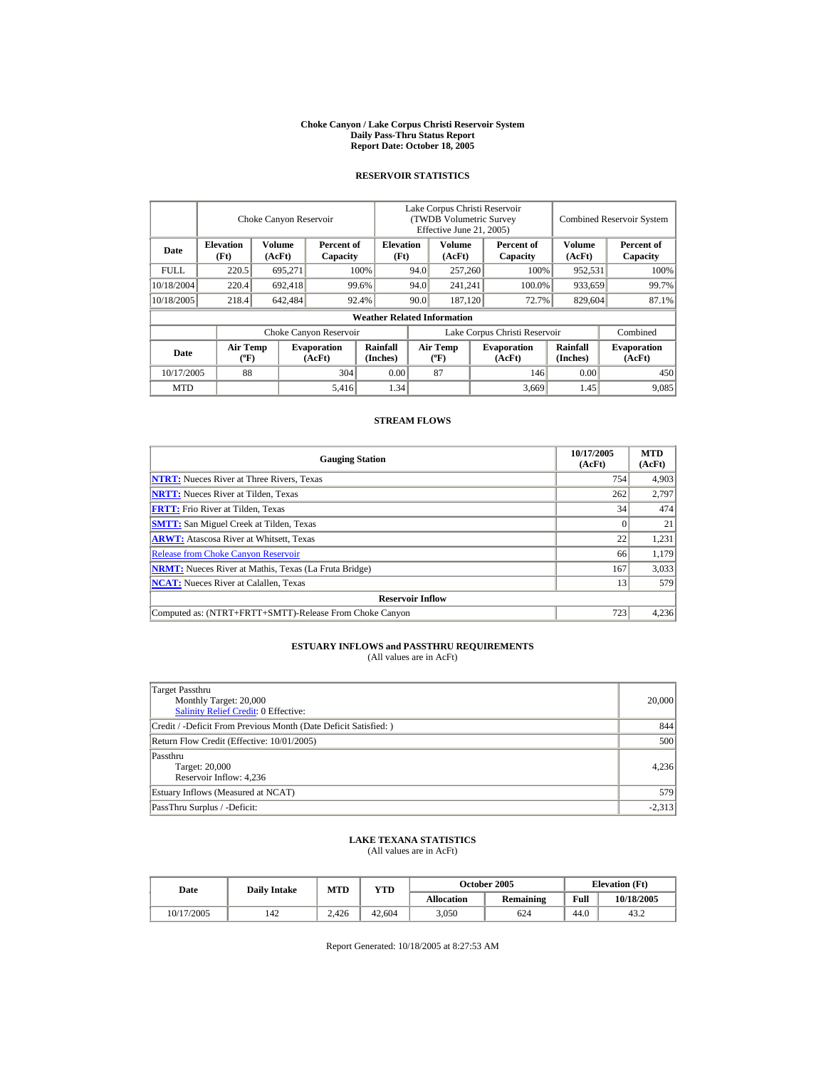# Choke Canyon / Lake Corpus Christi Reservoir System
## Daily Pass-Thru Status Report
## Report Date: October 18, 2005

### RESERVOIR STATISTICS

| Date | Choke Canyon Reservoir | | | Lake Corpus Christi Reservoir (TWDB Volumetric Survey Effective June 21, 2005) | | | Combined Reservoir System | |
|---|---|---|---|---|---|---|---|---|
| | Elevation (Ft) | Volume (AcFt) | Percent of Capacity | Elevation (Ft) | Volume (AcFt) | Percent of Capacity | Volume (AcFt) | Percent of Capacity |
| FULL | 220.5 | 695,271 | 100% | 94.0 | 257,260 | 100% | 952,531 | 100% |
| 10/18/2004 | 220.4 | 692,418 | 99.6% | 94.0 | 241,241 | 100.0% | 933,659 | 99.7% |
| 10/18/2005 | 218.4 | 642,484 | 92.4% | 90.0 | 187,120 | 72.7% | 829,604 | 87.1% |

**Weather Related Information**

| Date | Choke Canyon Reservoir | | | Lake Corpus Christi Reservoir | | | Combined |
|---|---|---|---|---|---|---|---|
| | Air Temp (ºF) | Evaporation (AcFt) | Rainfall (Inches) | Air Temp (ºF) | Evaporation (AcFt) | Rainfall (Inches) | Evaporation (AcFt) |
| 10/17/2005 | 88 | 304 | 0.00 | 87 | 146 | 0.00 | 450 |
| MTD | | 5,416 | 1.34 | | 3,669 | 1.45 | 9,085 |

### STREAM FLOWS

| Gauging Station | 10/17/2005 (AcFt) | MTD (AcFt) |
|---|---|---|
| **NTRT:** Nueces River at Three Rivers, Texas | 754 | 4,903 |
| **NRTT:** Nueces River at Tilden, Texas | 262 | 2,797 |
| **FRTT:** Frio River at Tilden, Texas | 34 | 474 |
| **SMTT:** San Miguel Creek at Tilden, Texas | 0 | 21 |
| **ARWT:** Atascosa River at Whitsett, Texas | 22 | 1,231 |
| Release from Choke Canyon Reservoir | 66 | 1,179 |
| **NRMT:** Nueces River at Mathis, Texas (La Fruta Bridge) | 167 | 3,033 |
| **NCAT:** Nueces River at Calallen, Texas | 13 | 579 |
| **Reservoir Inflow** | | |
| Computed as: (NTRT+FRTT+SMTT)-Release From Choke Canyon | 723 | 4,236 |

### ESTUARY INFLOWS and PASSTHRU REQUIREMENTS
(All values are in AcFt)

| | |
|---|---|
| Target Passthru<br>Monthly Target: 20,000<br>Salinity Relief Credit: 0 Effective: | 20,000 |
| Credit / -Deficit From Previous Month (Date Deficit Satisfied: ) | 844 |
| Return Flow Credit (Effective: 10/01/2005) | 500 |
| Passthru<br>Target: 20,000<br>Reservoir Inflow: 4,236 | 4,236 |
| Estuary Inflows (Measured at NCAT) | 579 |
| PassThru Surplus / -Deficit: | -2,313 |

### LAKE TEXANA STATISTICS
(All values are in AcFt)

| Date | Daily Intake | MTD | YTD | October 2005 | | Elevation (Ft) | |
|---|---|---|---|---|---|---|---|
| | | | | Allocation | Remaining | Full | 10/18/2005 |
| 10/17/2005 | 142 | 2,426 | 42,604 | 3,050 | 624 | 44.0 | 43.2 |

Report Generated: 10/18/2005 at 8:27:53 AM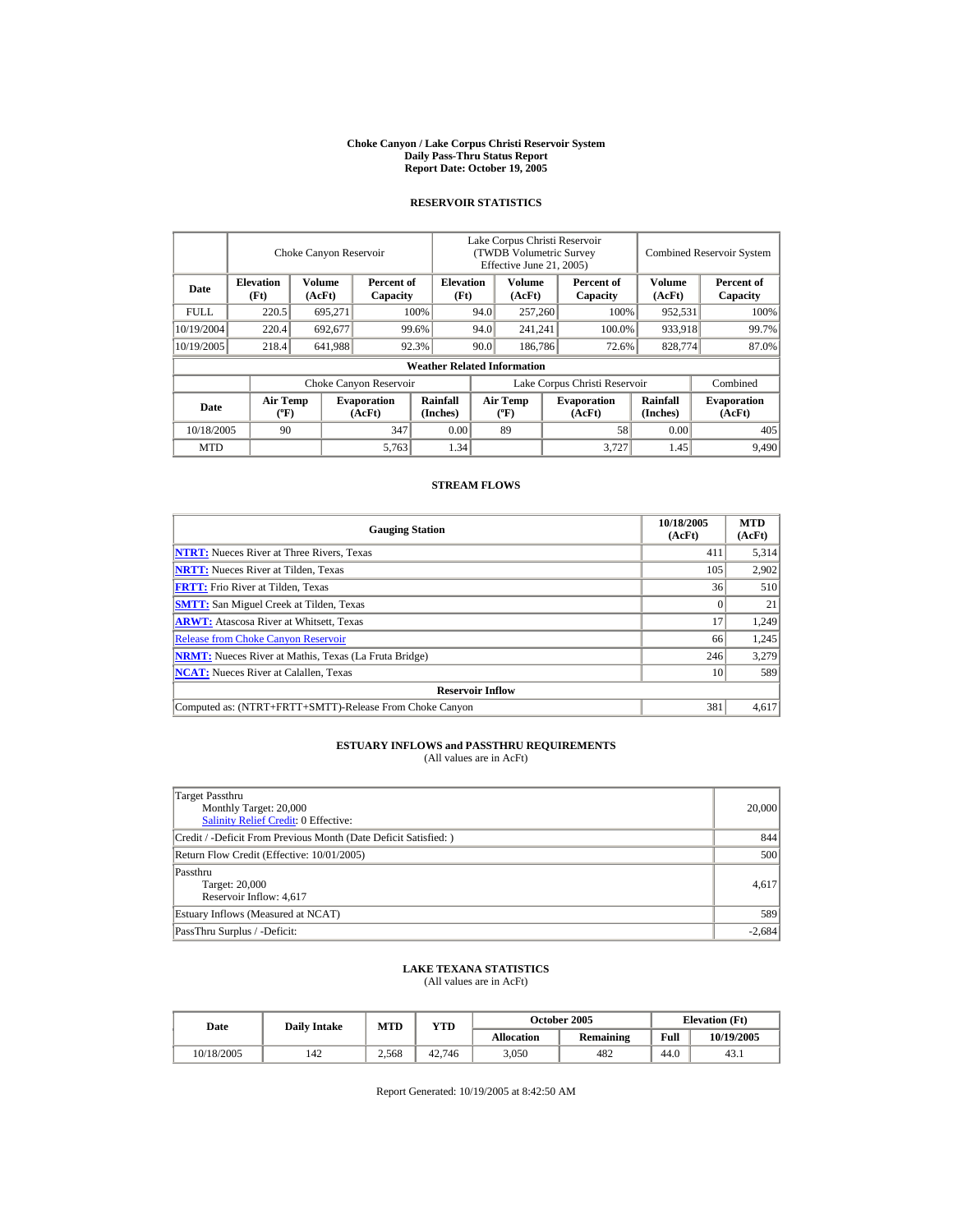**Choke Canyon / Lake Corpus Christi Reservoir System**
**Daily Pass-Thru Status Report**
**Report Date: October 19, 2005**

## RESERVOIR STATISTICS

| | Choke Canyon Reservoir | | | Lake Corpus Christi Reservoir (TWDB Volumetric Survey Effective June 21, 2005) | | | Combined Reservoir System | |
|---|---|---|---|---|---|---|---|---|
| **Date** | **Elevation (Ft)** | **Volume (AcFt)** | **Percent of Capacity** | **Elevation (Ft)** | **Volume (AcFt)** | **Percent of Capacity** | **Volume (AcFt)** | **Percent of Capacity** |
| FULL | 220.5 | 695,271 | 100% | 94.0 | 257,260 | 100% | 952,531 | 100% |
| 10/19/2004 | 220.4 | 692,677 | 99.6% | 94.0 | 241,241 | 100.0% | 933,918 | 99.7% |
| 10/19/2005 | 218.4 | 641,988 | 92.3% | 90.0 | 186,786 | 72.6% | 828,774 | 87.0% |

**Weather Related Information**

| | Choke Canyon Reservoir | | | Lake Corpus Christi Reservoir | | | Combined |
|---|---|---|---|---|---|---|---|
| **Date** | **Air Temp (ºF)** | **Evaporation (AcFt)** | **Rainfall (Inches)** | **Air Temp (ºF)** | **Evaporation (AcFt)** | **Rainfall (Inches)** | **Evaporation (AcFt)** |
| 10/18/2005 | 90 | 347 | 0.00 | 89 | 58 | 0.00 | 405 |
| MTD | | 5,763 | 1.34 | | 3,727 | 1.45 | 9,490 |

## STREAM FLOWS

| Gauging Station | 10/18/2005 (AcFt) | MTD (AcFt) |
|---|---|---|
| **NTRT:** Nueces River at Three Rivers, Texas | 411 | 5,314 |
| **NRTT:** Nueces River at Tilden, Texas | 105 | 2,902 |
| **FRTT:** Frio River at Tilden, Texas | 36 | 510 |
| **SMTT:** San Miguel Creek at Tilden, Texas | 0 | 21 |
| **ARWT:** Atascosa River at Whitsett, Texas | 17 | 1,249 |
| Release from Choke Canyon Reservoir | 66 | 1,245 |
| **NRMT:** Nueces River at Mathis, Texas (La Fruta Bridge) | 246 | 3,279 |
| **NCAT:** Nueces River at Calallen, Texas | 10 | 589 |
| **Reservoir Inflow** | | |
| Computed as: (NTRT+FRTT+SMTT)-Release From Choke Canyon | 381 | 4,617 |

## ESTUARY INFLOWS and PASSTHRU REQUIREMENTS

(All values are in AcFt)

| | |
|---|---|
| Target Passthru<br>Monthly Target: 20,000<br>Salinity Relief Credit: 0 Effective: | 20,000 |
| Credit / -Deficit From Previous Month (Date Deficit Satisfied: ) | 844 |
| Return Flow Credit (Effective: 10/01/2005) | 500 |
| Passthru<br>Target: 20,000<br>Reservoir Inflow: 4,617 | 4,617 |
| Estuary Inflows (Measured at NCAT) | 589 |
| PassThru Surplus / -Deficit: | -2,684 |

## LAKE TEXANA STATISTICS

(All values are in AcFt)

| Date | Daily Intake | MTD | YTD | October 2005 | | Elevation (Ft) | |
|---|---|---|---|---|---|---|---|
| | | | | **Allocation** | **Remaining** | **Full** | **10/19/2005** |
| 10/18/2005 | 142 | 2,568 | 42,746 | 3,050 | 482 | 44.0 | 43.1 |

Report Generated: 10/19/2005 at 8:42:50 AM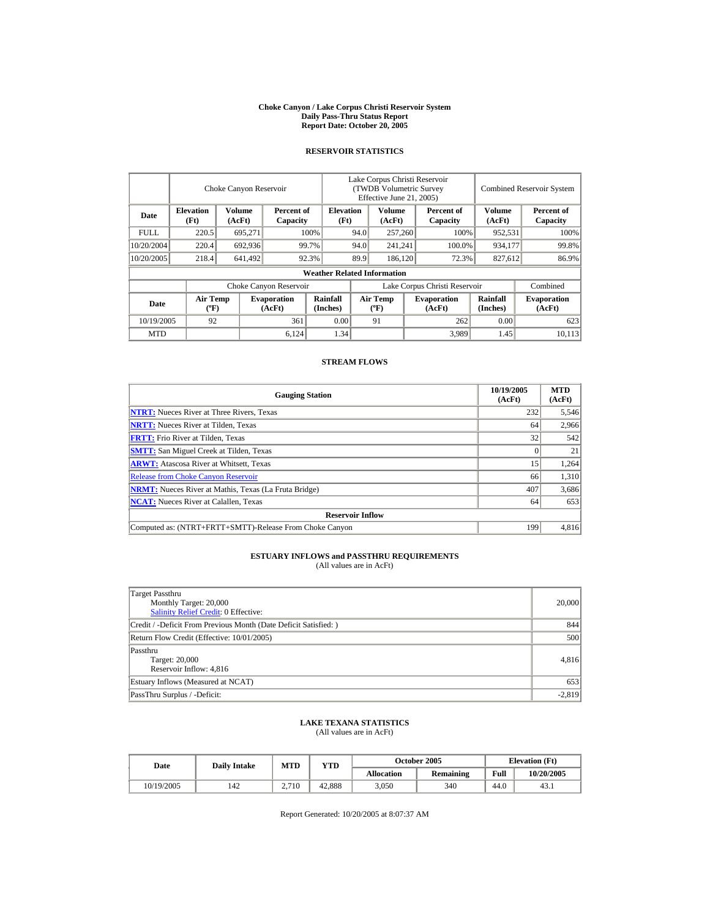# Choke Canyon / Lake Corpus Christi Reservoir System
## Daily Pass-Thru Status Report
## Report Date: October 20, 2005

### RESERVOIR STATISTICS

| Date | Choke Canyon Reservoir | | | Lake Corpus Christi Reservoir (TWDB Volumetric Survey Effective June 21, 2005) | | | Combined Reservoir System | |
|---|---|---|---|---|---|---|---|---|
| | Elevation (Ft) | Volume (AcFt) | Percent of Capacity | Elevation (Ft) | Volume (AcFt) | Percent of Capacity | Volume (AcFt) | Percent of Capacity |
| FULL | 220.5 | 695,271 | 100% | 94.0 | 257,260 | 100% | 952,531 | 100% |
| 10/20/2004 | 220.4 | 692,936 | 99.7% | 94.0 | 241,241 | 100.0% | 934,177 | 99.8% |
| 10/20/2005 | 218.4 | 641,492 | 92.3% | 89.9 | 186,120 | 72.3% | 827,612 | 86.9% |

**Weather Related Information**

| Date | Choke Canyon Reservoir | | | Lake Corpus Christi Reservoir | | | Combined |
|---|---|---|---|---|---|---|---|
| | Air Temp (ºF) | Evaporation (AcFt) | Rainfall (Inches) | Air Temp (ºF) | Evaporation (AcFt) | Rainfall (Inches) | Evaporation (AcFt) |
| 10/19/2005 | 92 | 361 | 0.00 | 91 | 262 | 0.00 | 623 |
| MTD | | 6,124 | 1.34 | | 3,989 | 1.45 | 10,113 |

### STREAM FLOWS

| Gauging Station | 10/19/2005 (AcFt) | MTD (AcFt) |
|---|---|---|
| NTRT: Nueces River at Three Rivers, Texas | 232 | 5,546 |
| NRTT: Nueces River at Tilden, Texas | 64 | 2,966 |
| FRTT: Frio River at Tilden, Texas | 32 | 542 |
| SMTT: San Miguel Creek at Tilden, Texas | 0 | 21 |
| ARWT: Atascosa River at Whitsett, Texas | 15 | 1,264 |
| Release from Choke Canyon Reservoir | 66 | 1,310 |
| NRMT: Nueces River at Mathis, Texas (La Fruta Bridge) | 407 | 3,686 |
| NCAT: Nueces River at Calallen, Texas | 64 | 653 |
| **Reservoir Inflow** | | |
| Computed as: (NTRT+FRTT+SMTT)-Release From Choke Canyon | 199 | 4,816 |

### ESTUARY INFLOWS and PASSTHRU REQUIREMENTS
(All values are in AcFt)

| | |
|---|---|
| Target Passthru<br>Monthly Target: 20,000<br>Salinity Relief Credit: 0 Effective: | 20,000 |
| Credit / -Deficit From Previous Month (Date Deficit Satisfied: ) | 844 |
| Return Flow Credit (Effective: 10/01/2005) | 500 |
| Passthru<br>Target: 20,000<br>Reservoir Inflow: 4,816 | 4,816 |
| Estuary Inflows (Measured at NCAT) | 653 |
| PassThru Surplus / -Deficit: | -2,819 |

### LAKE TEXANA STATISTICS
(All values are in AcFt)

| Date | Daily Intake | MTD | YTD | October 2005 | | Elevation (Ft) | |
|---|---|---|---|---|---|---|---|
| | | | | Allocation | Remaining | Full | 10/20/2005 |
| 10/19/2005 | 142 | 2,710 | 42,888 | 3,050 | 340 | 44.0 | 43.1 |

Report Generated: 10/20/2005 at 8:07:37 AM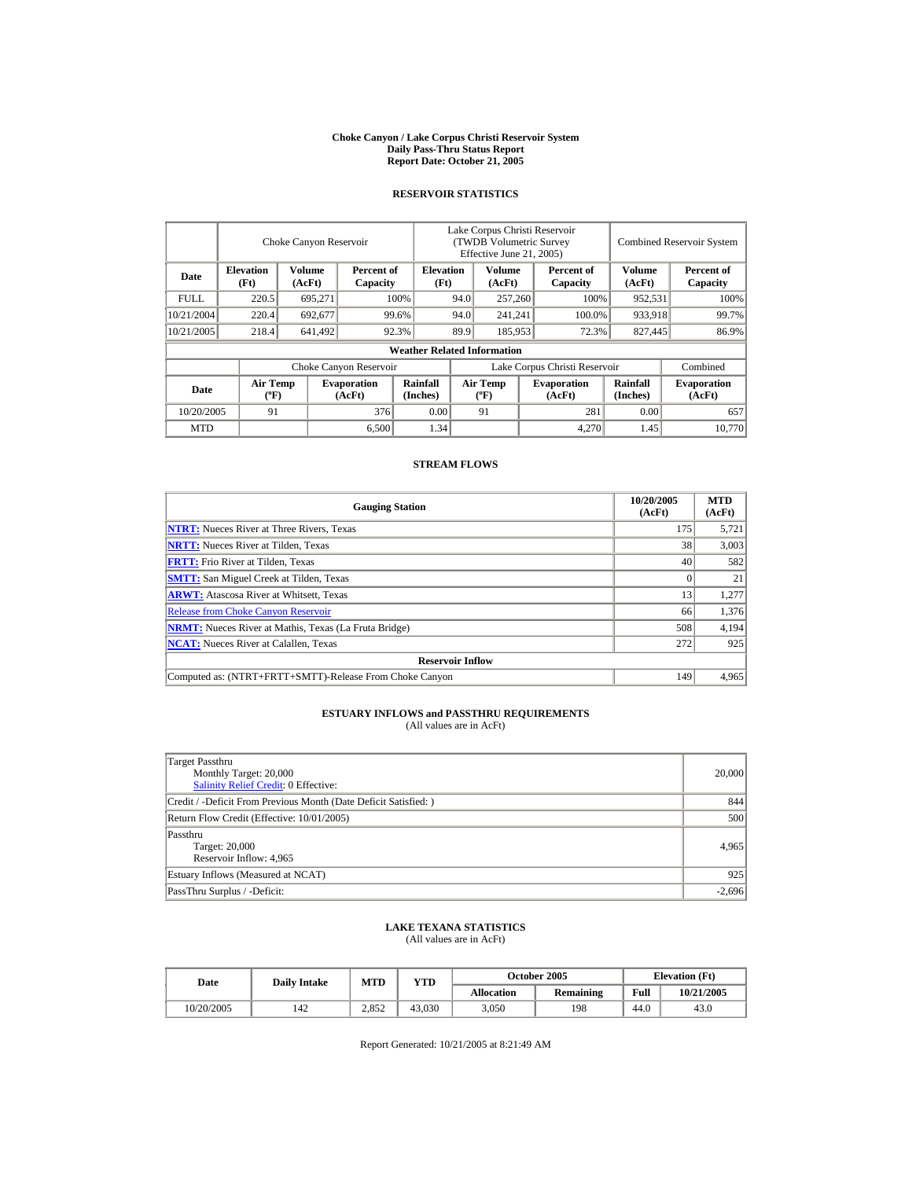# Choke Canyon / Lake Corpus Christi Reservoir System
## Daily Pass-Thru Status Report
## Report Date: October 21, 2005

### RESERVOIR STATISTICS

| Date | Choke Canyon Reservoir | | | Lake Corpus Christi Reservoir (TWDB Volumetric Survey Effective June 21, 2005) | | | Combined Reservoir System | |
|---|---|---|---|---|---|---|---|---|
| | Elevation (Ft) | Volume (AcFt) | Percent of Capacity | Elevation (Ft) | Volume (AcFt) | Percent of Capacity | Volume (AcFt) | Percent of Capacity |
| FULL | 220.5 | 695,271 | 100% | 94.0 | 257,260 | 100% | 952,531 | 100% |
| 10/21/2004 | 220.4 | 692,677 | 99.6% | 94.0 | 241,241 | 100.0% | 933,918 | 99.7% |
| 10/21/2005 | 218.4 | 641,492 | 92.3% | 89.9 | 185,953 | 72.3% | 827,445 | 86.9% |

**Weather Related Information**

| Date | Choke Canyon Reservoir | | | Lake Corpus Christi Reservoir | | | Combined |
|---|---|---|---|---|---|---|---|
| | Air Temp (ºF) | Evaporation (AcFt) | Rainfall (Inches) | Air Temp (ºF) | Evaporation (AcFt) | Rainfall (Inches) | Evaporation (AcFt) |
| 10/20/2005 | 91 | 376 | 0.00 | 91 | 281 | 0.00 | 657 |
| MTD | | 6,500 | 1.34 | | 4,270 | 1.45 | 10,770 |

### STREAM FLOWS

| Gauging Station | 10/20/2005 (AcFt) | MTD (AcFt) |
|---|---|---|
| NTRT: Nueces River at Three Rivers, Texas | 175 | 5,721 |
| NRTT: Nueces River at Tilden, Texas | 38 | 3,003 |
| FRTT: Frio River at Tilden, Texas | 40 | 582 |
| SMTT: San Miguel Creek at Tilden, Texas | 0 | 21 |
| ARWT: Atascosa River at Whitsett, Texas | 13 | 1,277 |
| Release from Choke Canyon Reservoir | 66 | 1,376 |
| NRMT: Nueces River at Mathis, Texas (La Fruta Bridge) | 508 | 4,194 |
| NCAT: Nueces River at Calallen, Texas | 272 | 925 |
| **Reservoir Inflow** | | |
| Computed as: (NTRT+FRTT+SMTT)-Release From Choke Canyon | 149 | 4,965 |

### ESTUARY INFLOWS and PASSTHRU REQUIREMENTS
(All values are in AcFt)

| | |
|---|---|
| Target Passthru<br>Monthly Target: 20,000<br>Salinity Relief Credit: 0 Effective: | 20,000 |
| Credit / -Deficit From Previous Month (Date Deficit Satisfied: ) | 844 |
| Return Flow Credit (Effective: 10/01/2005) | 500 |
| Passthru<br>Target: 20,000<br>Reservoir Inflow: 4,965 | 4,965 |
| Estuary Inflows (Measured at NCAT) | 925 |
| PassThru Surplus / -Deficit: | -2,696 |

### LAKE TEXANA STATISTICS
(All values are in AcFt)

| Date | Daily Intake | MTD | YTD | October 2005 | | Elevation (Ft) | |
|---|---|---|---|---|---|---|---|
| | | | | Allocation | Remaining | Full | 10/21/2005 |
| 10/20/2005 | 142 | 2,852 | 43,030 | 3,050 | 198 | 44.0 | 43.0 |

Report Generated: 10/21/2005 at 8:21:49 AM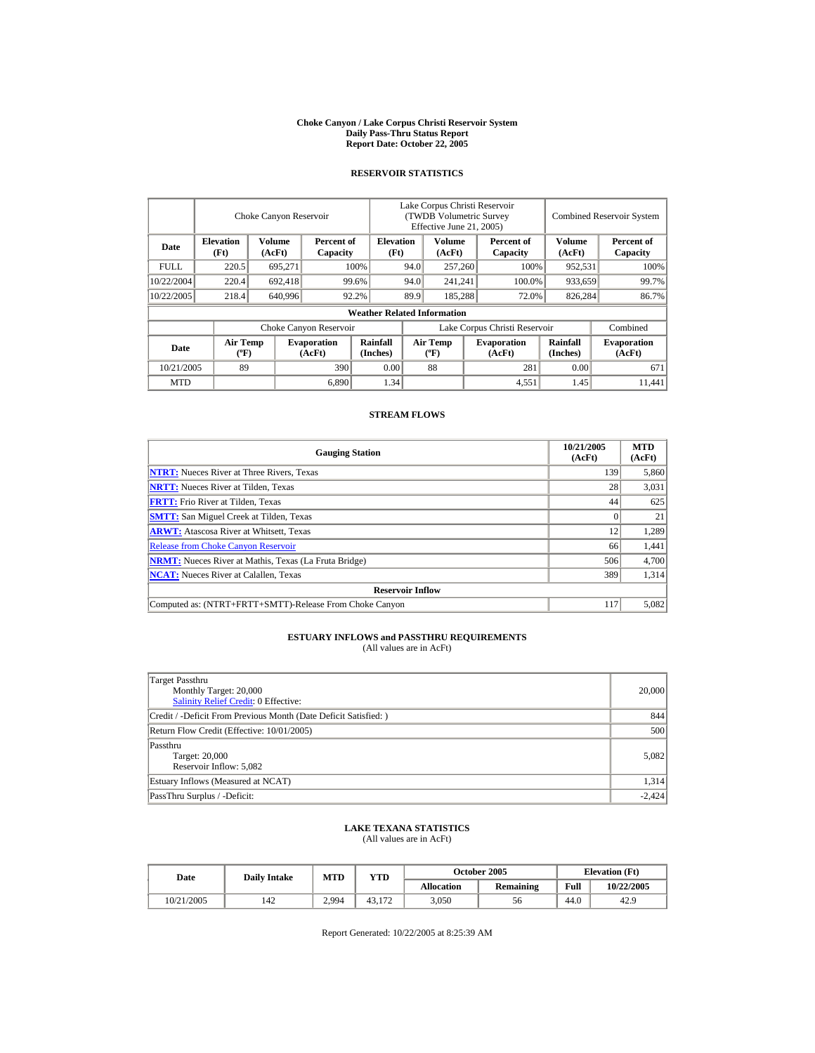# Choke Canyon / Lake Corpus Christi Reservoir System
## Daily Pass-Thru Status Report
## Report Date: October 22, 2005

### RESERVOIR STATISTICS

| Date | Choke Canyon Reservoir | | | Lake Corpus Christi Reservoir (TWDB Volumetric Survey Effective June 21, 2005) | | | Combined Reservoir System | |
|---|---|---|---|---|---|---|---|---|
| | Elevation (Ft) | Volume (AcFt) | Percent of Capacity | Elevation (Ft) | Volume (AcFt) | Percent of Capacity | Volume (AcFt) | Percent of Capacity |
| FULL | 220.5 | 695,271 | 100% | 94.0 | 257,260 | 100% | 952,531 | 100% |
| 10/22/2004 | 220.4 | 692,418 | 99.6% | 94.0 | 241,241 | 100.0% | 933,659 | 99.7% |
| 10/22/2005 | 218.4 | 640,996 | 92.2% | 89.9 | 185,288 | 72.0% | 826,284 | 86.7% |

**Weather Related Information**

| Date | Choke Canyon Reservoir | | | Lake Corpus Christi Reservoir | | | Combined |
|---|---|---|---|---|---|---|---|
| | Air Temp (ºF) | Evaporation (AcFt) | Rainfall (Inches) | Air Temp (ºF) | Evaporation (AcFt) | Rainfall (Inches) | Evaporation (AcFt) |
| 10/21/2005 | 89 | 390 | 0.00 | 88 | 281 | 0.00 | 671 |
| MTD | | 6,890 | 1.34 | | 4,551 | 1.45 | 11,441 |

### STREAM FLOWS

| Gauging Station | 10/21/2005 (AcFt) | MTD (AcFt) |
|---|---|---|
| NTRT: Nueces River at Three Rivers, Texas | 139 | 5,860 |
| NRTT: Nueces River at Tilden, Texas | 28 | 3,031 |
| FRTT: Frio River at Tilden, Texas | 44 | 625 |
| SMTT: San Miguel Creek at Tilden, Texas | 0 | 21 |
| ARWT: Atascosa River at Whitsett, Texas | 12 | 1,289 |
| Release from Choke Canyon Reservoir | 66 | 1,441 |
| NRMT: Nueces River at Mathis, Texas (La Fruta Bridge) | 506 | 4,700 |
| NCAT: Nueces River at Calallen, Texas | 389 | 1,314 |
| **Reservoir Inflow** | | |
| Computed as: (NTRT+FRTT+SMTT)-Release From Choke Canyon | 117 | 5,082 |

### ESTUARY INFLOWS and PASSTHRU REQUIREMENTS
(All values are in AcFt)

| | |
|---|---|
| Target Passthru<br>Monthly Target: 20,000<br>Salinity Relief Credit: 0 Effective: | 20,000 |
| Credit / -Deficit From Previous Month (Date Deficit Satisfied: ) | 844 |
| Return Flow Credit (Effective: 10/01/2005) | 500 |
| Passthru<br>Target: 20,000<br>Reservoir Inflow: 5,082 | 5,082 |
| Estuary Inflows (Measured at NCAT) | 1,314 |
| PassThru Surplus / -Deficit: | -2,424 |

### LAKE TEXANA STATISTICS
(All values are in AcFt)

| Date | Daily Intake | MTD | YTD | October 2005 | | Elevation (Ft) | |
|---|---|---|---|---|---|---|---|
| | | | | Allocation | Remaining | Full | 10/22/2005 |
| 10/21/2005 | 142 | 2,994 | 43,172 | 3,050 | 56 | 44.0 | 42.9 |

Report Generated: 10/22/2005 at 8:25:39 AM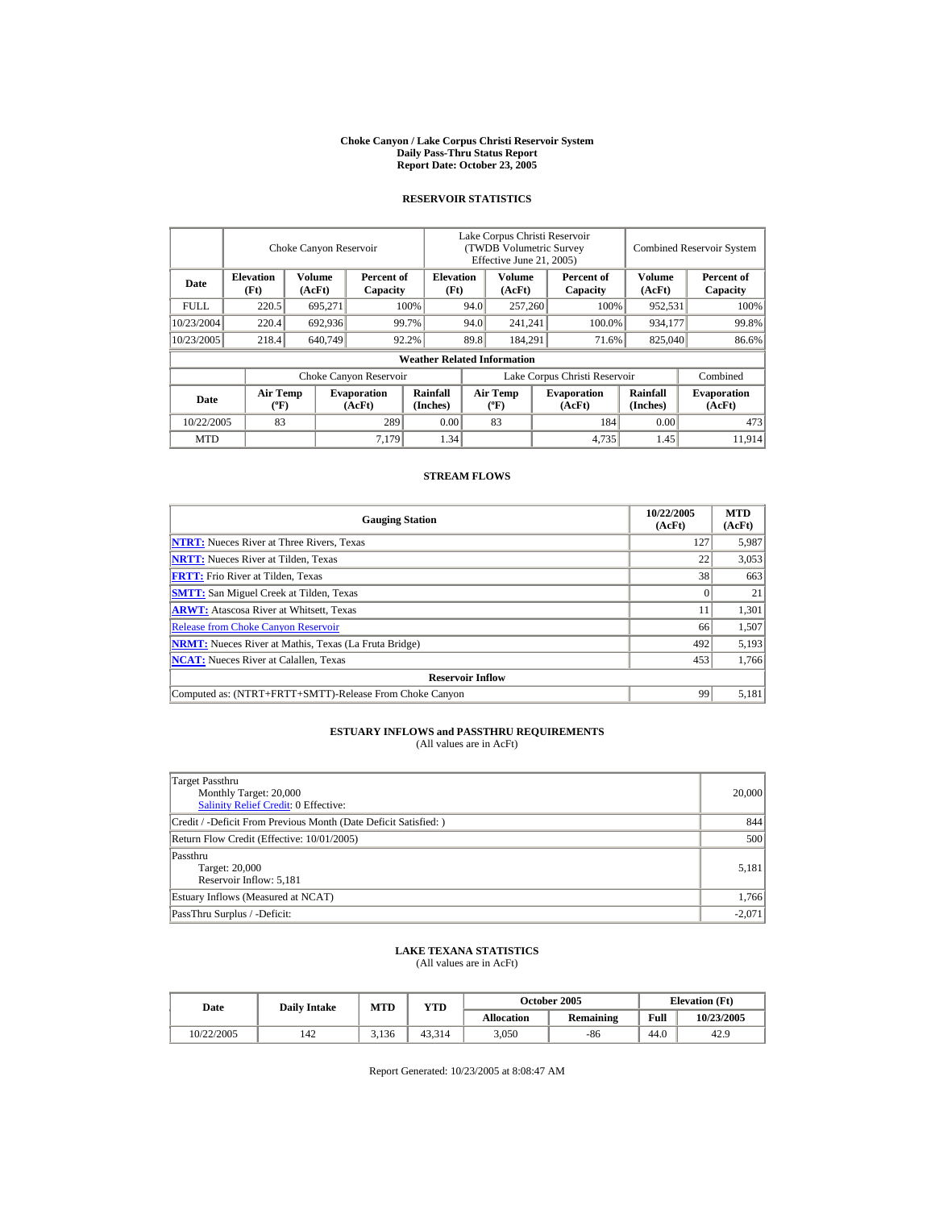# Choke Canyon / Lake Corpus Christi Reservoir System
## Daily Pass-Thru Status Report
## Report Date: October 23, 2005

### RESERVOIR STATISTICS

| Date | Choke Canyon Reservoir | | | Lake Corpus Christi Reservoir (TWDB Volumetric Survey Effective June 21, 2005) | | | Combined Reservoir System | |
|---|---|---|---|---|---|---|---|---|
| | Elevation (Ft) | Volume (AcFt) | Percent of Capacity | Elevation (Ft) | Volume (AcFt) | Percent of Capacity | Volume (AcFt) | Percent of Capacity |
| FULL | 220.5 | 695,271 | 100% | 94.0 | 257,260 | 100% | 952,531 | 100% |
| 10/23/2004 | 220.4 | 692,936 | 99.7% | 94.0 | 241,241 | 100.0% | 934,177 | 99.8% |
| 10/23/2005 | 218.4 | 640,749 | 92.2% | 89.8 | 184,291 | 71.6% | 825,040 | 86.6% |

**Weather Related Information**

| Date | Choke Canyon Reservoir | | | Lake Corpus Christi Reservoir | | | Combined |
|---|---|---|---|---|---|---|---|
| | Air Temp (ºF) | Evaporation (AcFt) | Rainfall (Inches) | Air Temp (ºF) | Evaporation (AcFt) | Rainfall (Inches) | Evaporation (AcFt) |
| 10/22/2005 | 83 | 289 | 0.00 | 83 | 184 | 0.00 | 473 |
| MTD | | 7,179 | 1.34 | | 4,735 | 1.45 | 11,914 |

### STREAM FLOWS

| Gauging Station | 10/22/2005 (AcFt) | MTD (AcFt) |
|---|---|---|
| **NTRT:** Nueces River at Three Rivers, Texas | 127 | 5,987 |
| **NRTT:** Nueces River at Tilden, Texas | 22 | 3,053 |
| **FRTT:** Frio River at Tilden, Texas | 38 | 663 |
| **SMTT:** San Miguel Creek at Tilden, Texas | 0 | 21 |
| **ARWT:** Atascosa River at Whitsett, Texas | 11 | 1,301 |
| Release from Choke Canyon Reservoir | 66 | 1,507 |
| **NRMT:** Nueces River at Mathis, Texas (La Fruta Bridge) | 492 | 5,193 |
| **NCAT:** Nueces River at Calallen, Texas | 453 | 1,766 |
| **Reservoir Inflow** | | |
| Computed as: (NTRT+FRTT+SMTT)-Release From Choke Canyon | 99 | 5,181 |

### ESTUARY INFLOWS and PASSTHRU REQUIREMENTS
(All values are in AcFt)

| | |
|---|---|
| Target Passthru<br>Monthly Target: 20,000<br>Salinity Relief Credit: 0 Effective: | 20,000 |
| Credit / -Deficit From Previous Month (Date Deficit Satisfied: ) | 844 |
| Return Flow Credit (Effective: 10/01/2005) | 500 |
| Passthru<br>Target: 20,000<br>Reservoir Inflow: 5,181 | 5,181 |
| Estuary Inflows (Measured at NCAT) | 1,766 |
| PassThru Surplus / -Deficit: | -2,071 |

### LAKE TEXANA STATISTICS
(All values are in AcFt)

| Date | Daily Intake | MTD | YTD | October 2005 | | Elevation (Ft) | |
|---|---|---|---|---|---|---|---|
| | | | | Allocation | Remaining | Full | 10/23/2005 |
| 10/22/2005 | 142 | 3,136 | 43,314 | 3,050 | -86 | 44.0 | 42.9 |

Report Generated: 10/23/2005 at 8:08:47 AM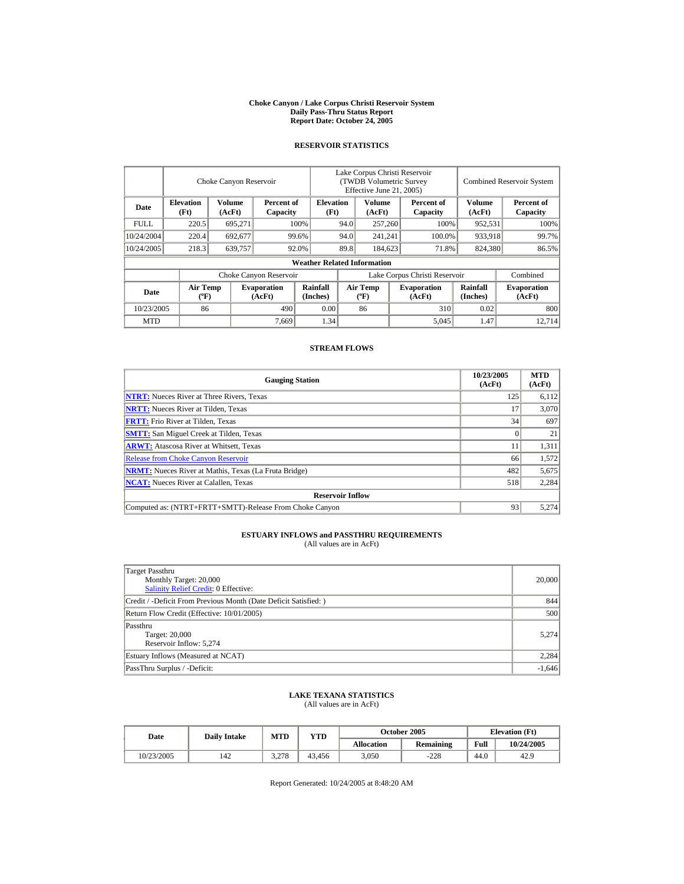# Choke Canyon / Lake Corpus Christi Reservoir System
## Daily Pass-Thru Status Report
## Report Date: October 24, 2005

### RESERVOIR STATISTICS

| Date | Choke Canyon Reservoir | | | Lake Corpus Christi Reservoir (TWDB Volumetric Survey Effective June 21, 2005) | | | Combined Reservoir System | |
|---|---|---|---|---|---|---|---|---|
| | Elevation (Ft) | Volume (AcFt) | Percent of Capacity | Elevation (Ft) | Volume (AcFt) | Percent of Capacity | Volume (AcFt) | Percent of Capacity |
| FULL | 220.5 | 695,271 | 100% | 94.0 | 257,260 | 100% | 952,531 | 100% |
| 10/24/2004 | 220.4 | 692,677 | 99.6% | 94.0 | 241,241 | 100.0% | 933,918 | 99.7% |
| 10/24/2005 | 218.3 | 639,757 | 92.0% | 89.8 | 184,623 | 71.8% | 824,380 | 86.5% |

**Weather Related Information**

| Date | Choke Canyon Reservoir | | | Lake Corpus Christi Reservoir | | | Combined |
|---|---|---|---|---|---|---|---|
| | Air Temp (ºF) | Evaporation (AcFt) | Rainfall (Inches) | Air Temp (ºF) | Evaporation (AcFt) | Rainfall (Inches) | Evaporation (AcFt) |
| 10/23/2005 | 86 | 490 | 0.00 | 86 | 310 | 0.02 | 800 |
| MTD | | 7,669 | 1.34 | | 5,045 | 1.47 | 12,714 |

### STREAM FLOWS

| Gauging Station | 10/23/2005 (AcFt) | MTD (AcFt) |
|---|---|---|
| NTRT: Nueces River at Three Rivers, Texas | 125 | 6,112 |
| NRTT: Nueces River at Tilden, Texas | 17 | 3,070 |
| FRTT: Frio River at Tilden, Texas | 34 | 697 |
| SMTT: San Miguel Creek at Tilden, Texas | 0 | 21 |
| ARWT: Atascosa River at Whitsett, Texas | 11 | 1,311 |
| Release from Choke Canyon Reservoir | 66 | 1,572 |
| NRMT: Nueces River at Mathis, Texas (La Fruta Bridge) | 482 | 5,675 |
| NCAT: Nueces River at Calallen, Texas | 518 | 2,284 |
| **Reservoir Inflow** | | |
| Computed as: (NTRT+FRTT+SMTT)-Release From Choke Canyon | 93 | 5,274 |

### ESTUARY INFLOWS and PASSTHRU REQUIREMENTS
(All values are in AcFt)

| | |
|---|---|
| Target Passthru<br>Monthly Target: 20,000<br>Salinity Relief Credit: 0 Effective: | 20,000 |
| Credit / -Deficit From Previous Month (Date Deficit Satisfied: ) | 844 |
| Return Flow Credit (Effective: 10/01/2005) | 500 |
| Passthru<br>Target: 20,000<br>Reservoir Inflow: 5,274 | 5,274 |
| Estuary Inflows (Measured at NCAT) | 2,284 |
| PassThru Surplus / -Deficit: | -1,646 |

### LAKE TEXANA STATISTICS
(All values are in AcFt)

| Date | Daily Intake | MTD | YTD | October 2005 | | Elevation (Ft) | |
|---|---|---|---|---|---|---|---|
| | | | | Allocation | Remaining | Full | 10/24/2005 |
| 10/23/2005 | 142 | 3,278 | 43,456 | 3,050 | -228 | 44.0 | 42.9 |

Report Generated: 10/24/2005 at 8:48:20 AM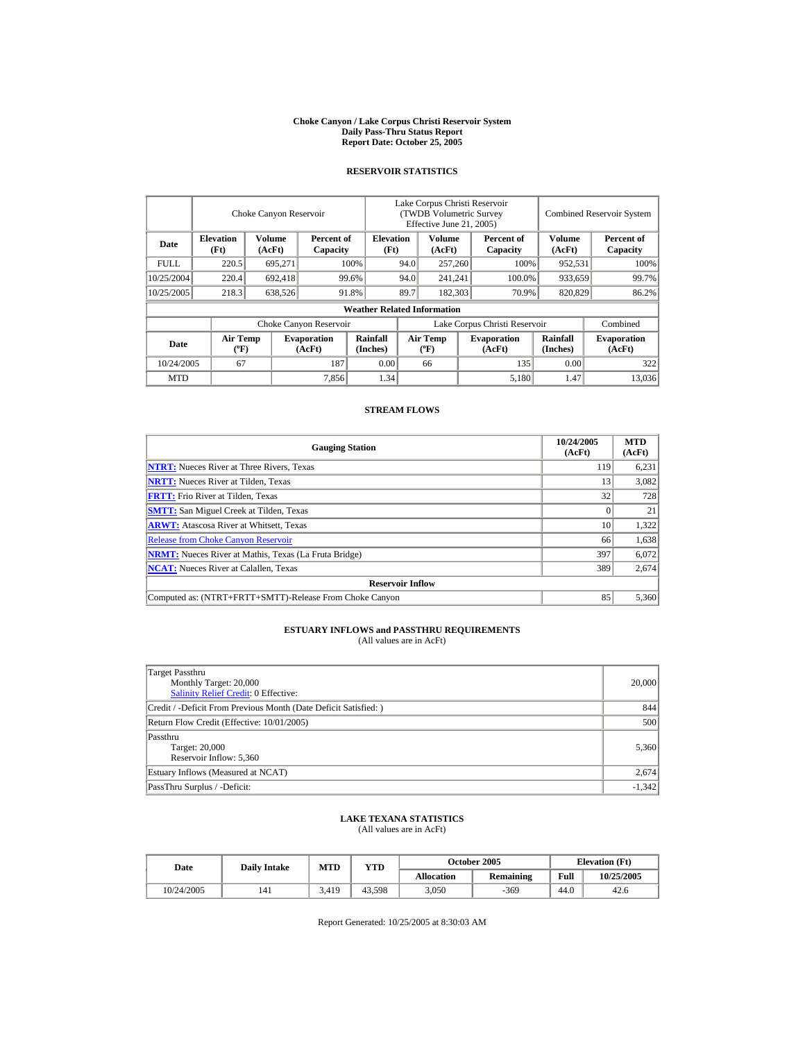# Choke Canyon / Lake Corpus Christi Reservoir System
## Daily Pass-Thru Status Report
## Report Date: October 25, 2005

### RESERVOIR STATISTICS

| Date | Choke Canyon Reservoir | | | Lake Corpus Christi Reservoir (TWDB Volumetric Survey Effective June 21, 2005) | | | Combined Reservoir System | |
|---|---|---|---|---|---|---|---|---|
| | Elevation (Ft) | Volume (AcFt) | Percent of Capacity | Elevation (Ft) | Volume (AcFt) | Percent of Capacity | Volume (AcFt) | Percent of Capacity |
| FULL | 220.5 | 695,271 | 100% | 94.0 | 257,260 | 100% | 952,531 | 100% |
| 10/25/2004 | 220.4 | 692,418 | 99.6% | 94.0 | 241,241 | 100.0% | 933,659 | 99.7% |
| 10/25/2005 | 218.3 | 638,526 | 91.8% | 89.7 | 182,303 | 70.9% | 820,829 | 86.2% |

**Weather Related Information**

| Date | Choke Canyon Reservoir | | | Lake Corpus Christi Reservoir | | | Combined |
|---|---|---|---|---|---|---|---|
| | Air Temp (ºF) | Evaporation (AcFt) | Rainfall (Inches) | Air Temp (ºF) | Evaporation (AcFt) | Rainfall (Inches) | Evaporation (AcFt) |
| 10/24/2005 | 67 | 187 | 0.00 | 66 | 135 | 0.00 | 322 |
| MTD | | 7,856 | 1.34 | | 5,180 | 1.47 | 13,036 |

### STREAM FLOWS

| Gauging Station | 10/24/2005 (AcFt) | MTD (AcFt) |
|---|---|---|
| NTRT: Nueces River at Three Rivers, Texas | 119 | 6,231 |
| NRTT: Nueces River at Tilden, Texas | 13 | 3,082 |
| FRTT: Frio River at Tilden, Texas | 32 | 728 |
| SMTT: San Miguel Creek at Tilden, Texas | 0 | 21 |
| ARWT: Atascosa River at Whitsett, Texas | 10 | 1,322 |
| Release from Choke Canyon Reservoir | 66 | 1,638 |
| NRMT: Nueces River at Mathis, Texas (La Fruta Bridge) | 397 | 6,072 |
| NCAT: Nueces River at Calallen, Texas | 389 | 2,674 |
| **Reservoir Inflow** | | |
| Computed as: (NTRT+FRTT+SMTT)-Release From Choke Canyon | 85 | 5,360 |

### ESTUARY INFLOWS and PASSTHRU REQUIREMENTS
(All values are in AcFt)

| | |
|---|---|
| Target Passthru<br>Monthly Target: 20,000<br>Salinity Relief Credit: 0 Effective: | 20,000 |
| Credit / -Deficit From Previous Month (Date Deficit Satisfied: ) | 844 |
| Return Flow Credit (Effective: 10/01/2005) | 500 |
| Passthru<br>Target: 20,000<br>Reservoir Inflow: 5,360 | 5,360 |
| Estuary Inflows (Measured at NCAT) | 2,674 |
| PassThru Surplus / -Deficit: | -1,342 |

### LAKE TEXANA STATISTICS
(All values are in AcFt)

| Date | Daily Intake | MTD | YTD | October 2005 | | Elevation (Ft) | |
|---|---|---|---|---|---|---|---|
| | | | | Allocation | Remaining | Full | 10/25/2005 |
| 10/24/2005 | 141 | 3,419 | 43,598 | 3,050 | -369 | 44.0 | 42.6 |

Report Generated: 10/25/2005 at 8:30:03 AM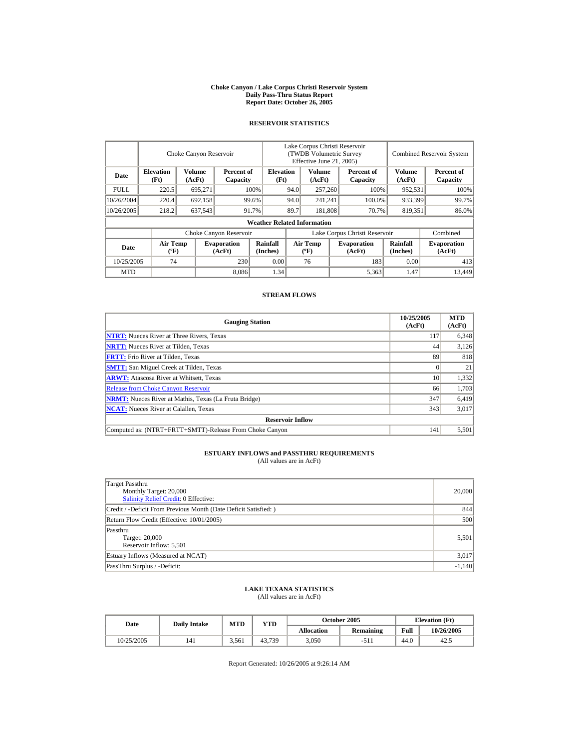# Choke Canyon / Lake Corpus Christi Reservoir System
## Daily Pass-Thru Status Report
## Report Date: October 26, 2005

### RESERVOIR STATISTICS

| Date | Choke Canyon Reservoir | | | Lake Corpus Christi Reservoir (TWDB Volumetric Survey Effective June 21, 2005) | | | Combined Reservoir System | |
|---|---|---|---|---|---|---|---|---|
| | Elevation (Ft) | Volume (AcFt) | Percent of Capacity | Elevation (Ft) | Volume (AcFt) | Percent of Capacity | Volume (AcFt) | Percent of Capacity |
| FULL | 220.5 | 695,271 | 100% | 94.0 | 257,260 | 100% | 952,531 | 100% |
| 10/26/2004 | 220.4 | 692,158 | 99.6% | 94.0 | 241,241 | 100.0% | 933,399 | 99.7% |
| 10/26/2005 | 218.2 | 637,543 | 91.7% | 89.7 | 181,808 | 70.7% | 819,351 | 86.0% |

**Weather Related Information**

| Date | Choke Canyon Reservoir | | | Lake Corpus Christi Reservoir | | | Combined |
|---|---|---|---|---|---|---|---|
| | Air Temp (ºF) | Evaporation (AcFt) | Rainfall (Inches) | Air Temp (ºF) | Evaporation (AcFt) | Rainfall (Inches) | Evaporation (AcFt) |
| 10/25/2005 | 74 | 230 | 0.00 | 76 | 183 | 0.00 | 413 |
| MTD | | 8,086 | 1.34 | | 5,363 | 1.47 | 13,449 |

### STREAM FLOWS

| Gauging Station | 10/25/2005 (AcFt) | MTD (AcFt) |
|---|---|---|
| NTRT: Nueces River at Three Rivers, Texas | 117 | 6,348 |
| NRTT: Nueces River at Tilden, Texas | 44 | 3,126 |
| FRTT: Frio River at Tilden, Texas | 89 | 818 |
| SMTT: San Miguel Creek at Tilden, Texas | 0 | 21 |
| ARWT: Atascosa River at Whitsett, Texas | 10 | 1,332 |
| Release from Choke Canyon Reservoir | 66 | 1,703 |
| NRMT: Nueces River at Mathis, Texas (La Fruta Bridge) | 347 | 6,419 |
| NCAT: Nueces River at Calallen, Texas | 343 | 3,017 |
| **Reservoir Inflow** | | |
| Computed as: (NTRT+FRTT+SMTT)-Release From Choke Canyon | 141 | 5,501 |

### ESTUARY INFLOWS and PASSTHRU REQUIREMENTS
(All values are in AcFt)

| | |
|---|---|
| Target Passthru<br>Monthly Target: 20,000<br>Salinity Relief Credit: 0 Effective: | 20,000 |
| Credit / -Deficit From Previous Month (Date Deficit Satisfied: ) | 844 |
| Return Flow Credit (Effective: 10/01/2005) | 500 |
| Passthru<br>Target: 20,000<br>Reservoir Inflow: 5,501 | 5,501 |
| Estuary Inflows (Measured at NCAT) | 3,017 |
| PassThru Surplus / -Deficit: | -1,140 |

### LAKE TEXANA STATISTICS
(All values are in AcFt)

| Date | Daily Intake | MTD | YTD | October 2005 | | Elevation (Ft) | |
|---|---|---|---|---|---|---|---|
| | | | | Allocation | Remaining | Full | 10/26/2005 |
| 10/25/2005 | 141 | 3,561 | 43,739 | 3,050 | -511 | 44.0 | 42.5 |

Report Generated: 10/26/2005 at 9:26:14 AM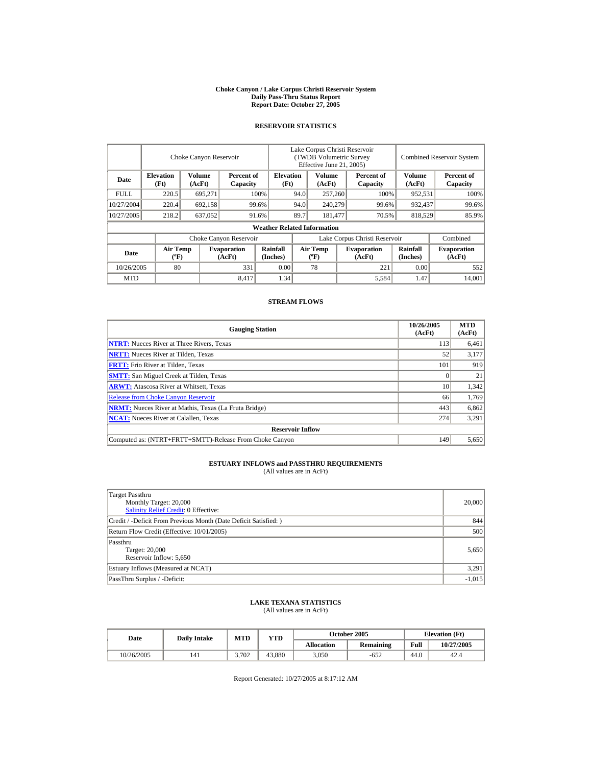# Choke Canyon / Lake Corpus Christi Reservoir System
## Daily Pass-Thru Status Report
### Report Date: October 27, 2005

## RESERVOIR STATISTICS

| Date | Choke Canyon Reservoir | | | Lake Corpus Christi Reservoir (TWDB Volumetric Survey Effective June 21, 2005) | | | Combined Reservoir System | |
|---|---|---|---|---|---|---|---|---|
| | Elevation (Ft) | Volume (AcFt) | Percent of Capacity | Elevation (Ft) | Volume (AcFt) | Percent of Capacity | Volume (AcFt) | Percent of Capacity |
| FULL | 220.5 | 695,271 | 100% | 94.0 | 257,260 | 100% | 952,531 | 100% |
| 10/27/2004 | 220.4 | 692,158 | 99.6% | 94.0 | 240,279 | 99.6% | 932,437 | 99.6% |
| 10/27/2005 | 218.2 | 637,052 | 91.6% | 89.7 | 181,477 | 70.5% | 818,529 | 85.9% |

**Weather Related Information**

| Date | Choke Canyon Reservoir | | | Lake Corpus Christi Reservoir | | | Combined |
|---|---|---|---|---|---|---|---|
| | Air Temp (ºF) | Evaporation (AcFt) | Rainfall (Inches) | Air Temp (ºF) | Evaporation (AcFt) | Rainfall (Inches) | Evaporation (AcFt) |
| 10/26/2005 | 80 | 331 | 0.00 | 78 | 221 | 0.00 | 552 |
| MTD | | 8,417 | 1.34 | | 5,584 | 1.47 | 14,001 |

## STREAM FLOWS

| Gauging Station | 10/26/2005 (AcFt) | MTD (AcFt) |
|---|---|---|
| NTRT: Nueces River at Three Rivers, Texas | 113 | 6,461 |
| NRTT: Nueces River at Tilden, Texas | 52 | 3,177 |
| FRTT: Frio River at Tilden, Texas | 101 | 919 |
| SMTT: San Miguel Creek at Tilden, Texas | 0 | 21 |
| ARWT: Atascosa River at Whitsett, Texas | 10 | 1,342 |
| Release from Choke Canyon Reservoir | 66 | 1,769 |
| NRMT: Nueces River at Mathis, Texas (La Fruta Bridge) | 443 | 6,862 |
| NCAT: Nueces River at Calallen, Texas | 274 | 3,291 |
| **Reservoir Inflow** | | |
| Computed as: (NTRT+FRTT+SMTT)-Release From Choke Canyon | 149 | 5,650 |

## ESTUARY INFLOWS and PASSTHRU REQUIREMENTS
(All values are in AcFt)

| | |
|---|---|
| Target Passthru<br>Monthly Target: 20,000<br>Salinity Relief Credit: 0 Effective: | 20,000 |
| Credit / -Deficit From Previous Month (Date Deficit Satisfied: ) | 844 |
| Return Flow Credit (Effective: 10/01/2005) | 500 |
| Passthru<br>Target: 20,000<br>Reservoir Inflow: 5,650 | 5,650 |
| Estuary Inflows (Measured at NCAT) | 3,291 |
| PassThru Surplus / -Deficit: | -1,015 |

## LAKE TEXANA STATISTICS
(All values are in AcFt)

| Date | Daily Intake | MTD | YTD | October 2005 | | Elevation (Ft) | |
|---|---|---|---|---|---|---|---|
| | | | | Allocation | Remaining | Full | 10/27/2005 |
| 10/26/2005 | 141 | 3,702 | 43,880 | 3,050 | -652 | 44.0 | 42.4 |

Report Generated: 10/27/2005 at 8:17:12 AM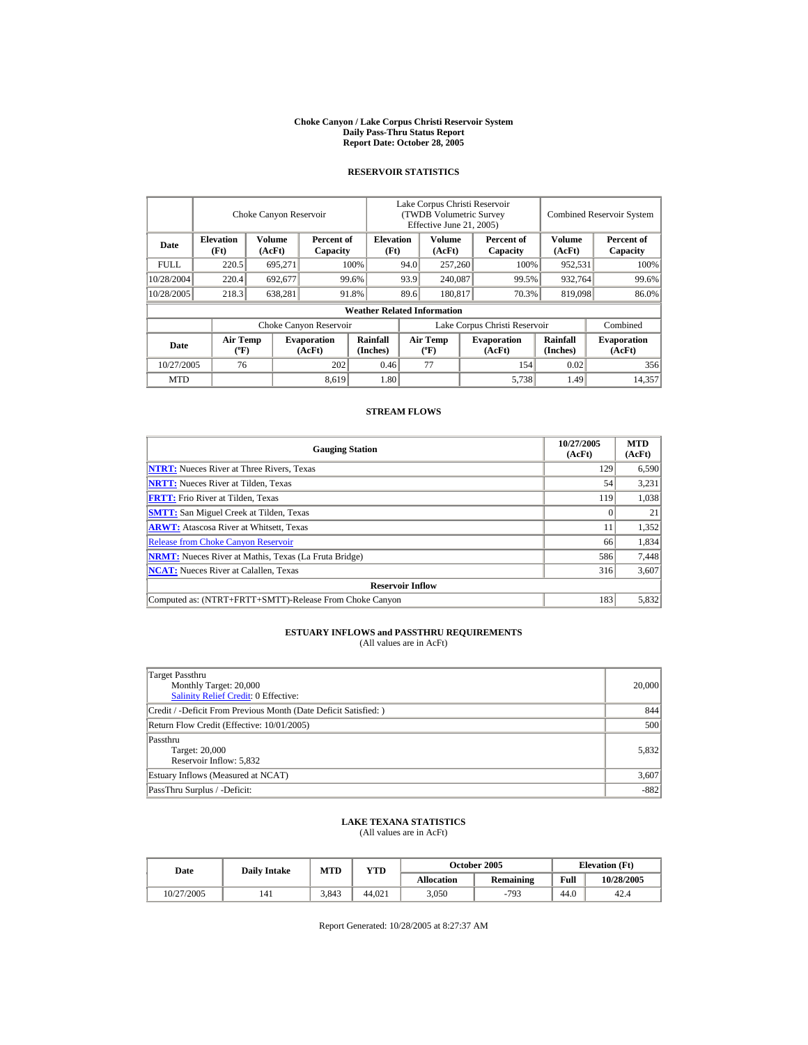# Choke Canyon / Lake Corpus Christi Reservoir System
## Daily Pass-Thru Status Report
## Report Date: October 28, 2005

### RESERVOIR STATISTICS

| Date | Choke Canyon Reservoir | | | Lake Corpus Christi Reservoir (TWDB Volumetric Survey Effective June 21, 2005) | | | Combined Reservoir System | |
|---|---|---|---|---|---|---|---|---|
| | Elevation (Ft) | Volume (AcFt) | Percent of Capacity | Elevation (Ft) | Volume (AcFt) | Percent of Capacity | Volume (AcFt) | Percent of Capacity |
| FULL | 220.5 | 695,271 | 100% | 94.0 | 257,260 | 100% | 952,531 | 100% |
| 10/28/2004 | 220.4 | 692,677 | 99.6% | 93.9 | 240,087 | 99.5% | 932,764 | 99.6% |
| 10/28/2005 | 218.3 | 638,281 | 91.8% | 89.6 | 180,817 | 70.3% | 819,098 | 86.0% |

**Weather Related Information**

| Date | Choke Canyon Reservoir | | | Lake Corpus Christi Reservoir | | | Combined |
|---|---|---|---|---|---|---|---|
| | Air Temp (ºF) | Evaporation (AcFt) | Rainfall (Inches) | Air Temp (ºF) | Evaporation (AcFt) | Rainfall (Inches) | Evaporation (AcFt) |
| 10/27/2005 | 76 | 202 | 0.46 | 77 | 154 | 0.02 | 356 |
| MTD | | 8,619 | 1.80 | | 5,738 | 1.49 | 14,357 |

### STREAM FLOWS

| Gauging Station | 10/27/2005 (AcFt) | MTD (AcFt) |
|---|---|---|
| NTRT: Nueces River at Three Rivers, Texas | 129 | 6,590 |
| NRTT: Nueces River at Tilden, Texas | 54 | 3,231 |
| FRTT: Frio River at Tilden, Texas | 119 | 1,038 |
| SMTT: San Miguel Creek at Tilden, Texas | 0 | 21 |
| ARWT: Atascosa River at Whitsett, Texas | 11 | 1,352 |
| Release from Choke Canyon Reservoir | 66 | 1,834 |
| NRMT: Nueces River at Mathis, Texas (La Fruta Bridge) | 586 | 7,448 |
| NCAT: Nueces River at Calallen, Texas | 316 | 3,607 |
| **Reservoir Inflow** | | |
| Computed as: (NTRT+FRTT+SMTT)-Release From Choke Canyon | 183 | 5,832 |

### ESTUARY INFLOWS and PASSTHRU REQUIREMENTS
(All values are in AcFt)

| | |
|---|---|
| Target Passthru<br>Monthly Target: 20,000<br>Salinity Relief Credit: 0 Effective: | 20,000 |
| Credit / -Deficit From Previous Month (Date Deficit Satisfied: ) | 844 |
| Return Flow Credit (Effective: 10/01/2005) | 500 |
| Passthru<br>Target: 20,000<br>Reservoir Inflow: 5,832 | 5,832 |
| Estuary Inflows (Measured at NCAT) | 3,607 |
| PassThru Surplus / -Deficit: | -882 |

### LAKE TEXANA STATISTICS
(All values are in AcFt)

| Date | Daily Intake | MTD | YTD | October 2005 | | Elevation (Ft) | |
|---|---|---|---|---|---|---|---|
| | | | | Allocation | Remaining | Full | 10/28/2005 |
| 10/27/2005 | 141 | 3,843 | 44,021 | 3,050 | -793 | 44.0 | 42.4 |

Report Generated: 10/28/2005 at 8:27:37 AM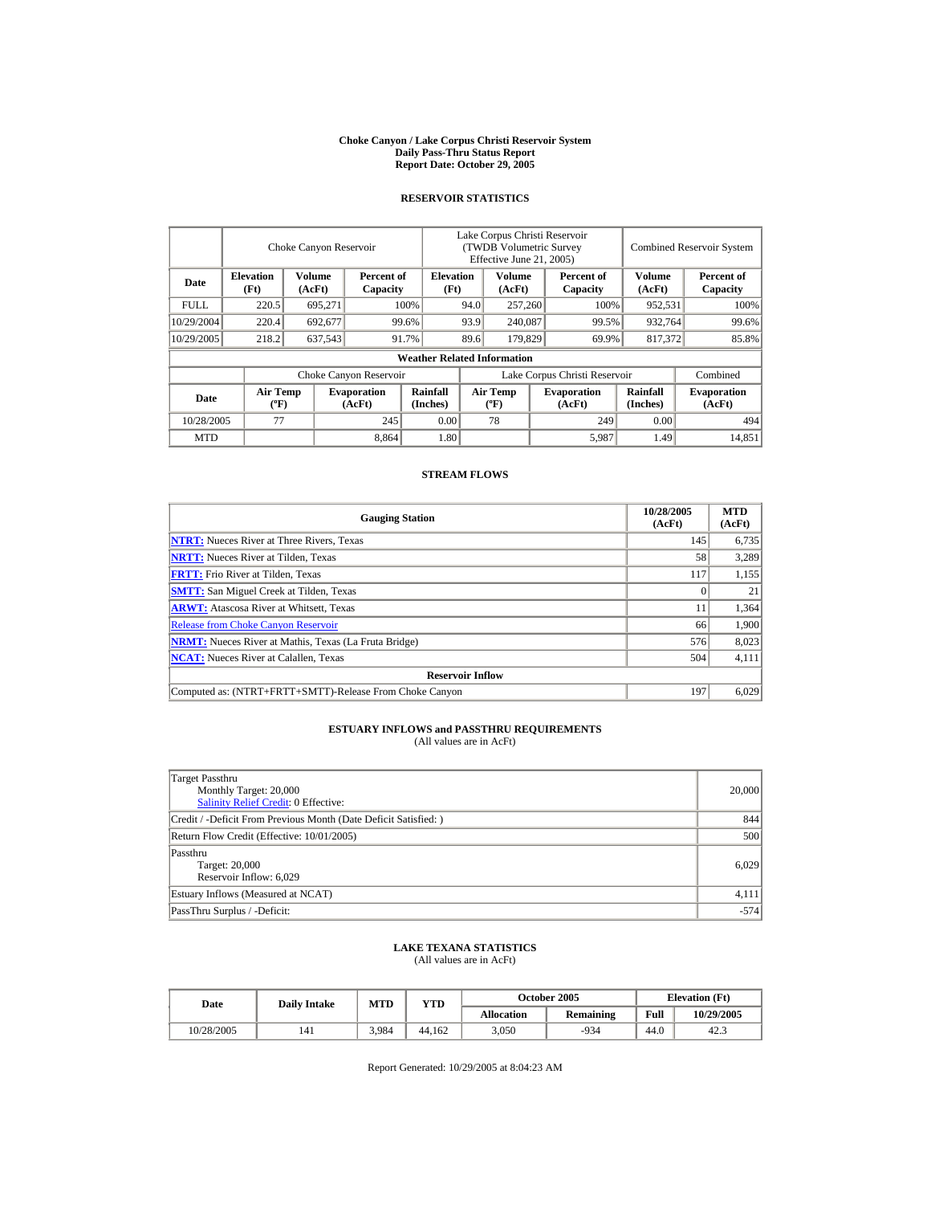**Choke Canyon / Lake Corpus Christi Reservoir System**
**Daily Pass-Thru Status Report**
**Report Date: October 29, 2005**

## RESERVOIR STATISTICS

| | Choke Canyon Reservoir | | | Lake Corpus Christi Reservoir (TWDB Volumetric Survey Effective June 21, 2005) | | | Combined Reservoir System | |
|---|---|---|---|---|---|---|---|---|
| Date | Elevation (Ft) | Volume (AcFt) | Percent of Capacity | Elevation (Ft) | Volume (AcFt) | Percent of Capacity | Volume (AcFt) | Percent of Capacity |
| FULL | 220.5 | 695,271 | 100% | 94.0 | 257,260 | 100% | 952,531 | 100% |
| 10/29/2004 | 220.4 | 692,677 | 99.6% | 93.9 | 240,087 | 99.5% | 932,764 | 99.6% |
| 10/29/2005 | 218.2 | 637,543 | 91.7% | 89.6 | 179,829 | 69.9% | 817,372 | 85.8% |

**Weather Related Information**

| | Choke Canyon Reservoir | | | Lake Corpus Christi Reservoir | | | Combined |
|---|---|---|---|---|---|---|---|
| Date | Air Temp (ºF) | Evaporation (AcFt) | Rainfall (Inches) | Air Temp (ºF) | Evaporation (AcFt) | Rainfall (Inches) | Evaporation (AcFt) |
| 10/28/2005 | 77 | 245 | 0.00 | 78 | 249 | 0.00 | 494 |
| MTD | | 8,864 | 1.80 | | 5,987 | 1.49 | 14,851 |

## STREAM FLOWS

| Gauging Station | 10/28/2005 (AcFt) | MTD (AcFt) |
|---|---|---|
| NTRT: Nueces River at Three Rivers, Texas | 145 | 6,735 |
| NRTT: Nueces River at Tilden, Texas | 58 | 3,289 |
| FRTT: Frio River at Tilden, Texas | 117 | 1,155 |
| SMTT: San Miguel Creek at Tilden, Texas | 0 | 21 |
| ARWT: Atascosa River at Whitsett, Texas | 11 | 1,364 |
| Release from Choke Canyon Reservoir | 66 | 1,900 |
| NRMT: Nueces River at Mathis, Texas (La Fruta Bridge) | 576 | 8,023 |
| NCAT: Nueces River at Calallen, Texas | 504 | 4,111 |
| **Reservoir Inflow** | | |
| Computed as: (NTRT+FRTT+SMTT)-Release From Choke Canyon | 197 | 6,029 |

## ESTUARY INFLOWS and PASSTHRU REQUIREMENTS
(All values are in AcFt)

| | |
|---|---|
| Target Passthru<br>Monthly Target: 20,000<br>Salinity Relief Credit: 0 Effective: | 20,000 |
| Credit / -Deficit From Previous Month (Date Deficit Satisfied: ) | 844 |
| Return Flow Credit (Effective: 10/01/2005) | 500 |
| Passthru<br>Target: 20,000<br>Reservoir Inflow: 6,029 | 6,029 |
| Estuary Inflows (Measured at NCAT) | 4,111 |
| PassThru Surplus / -Deficit: | -574 |

## LAKE TEXANA STATISTICS
(All values are in AcFt)

| Date | Daily Intake | MTD | YTD | October 2005 | | Elevation (Ft) | |
|---|---|---|---|---|---|---|---|
| | | | | Allocation | Remaining | Full | 10/29/2005 |
| 10/28/2005 | 141 | 3,984 | 44,162 | 3,050 | -934 | 44.0 | 42.3 |

Report Generated: 10/29/2005 at 8:04:23 AM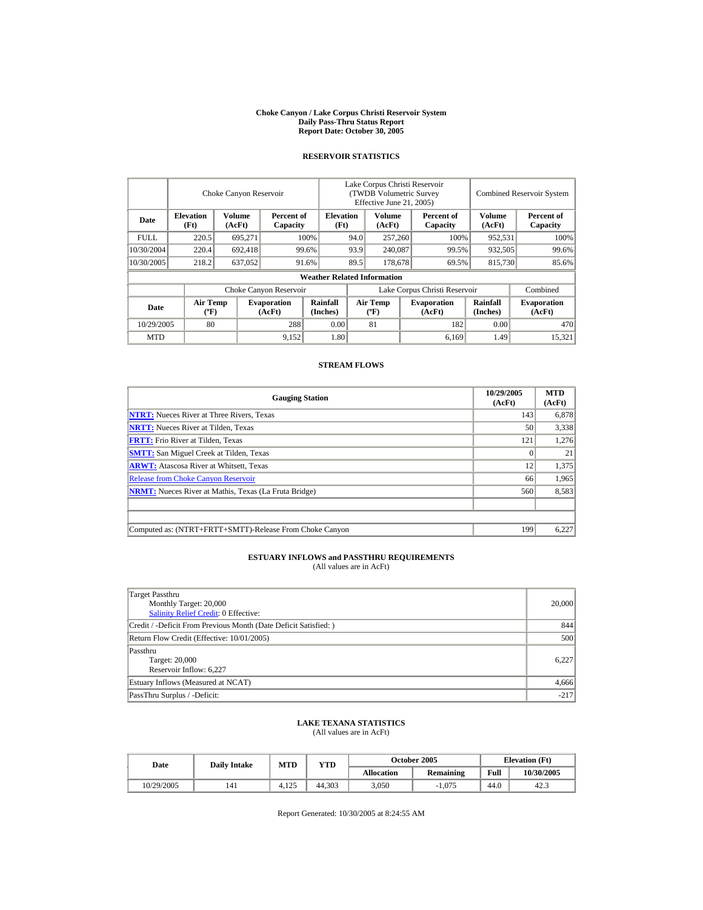# Choke Canyon / Lake Corpus Christi Reservoir System
## Daily Pass-Thru Status Report
## Report Date: October 30, 2005

### RESERVOIR STATISTICS

| Date | Choke Canyon Reservoir | | | Lake Corpus Christi Reservoir (TWDB Volumetric Survey Effective June 21, 2005) | | | Combined Reservoir System | |
|---|---|---|---|---|---|---|---|---|
| | Elevation (Ft) | Volume (AcFt) | Percent of Capacity | Elevation (Ft) | Volume (AcFt) | Percent of Capacity | Volume (AcFt) | Percent of Capacity |
| FULL | 220.5 | 695,271 | 100% | 94.0 | 257,260 | 100% | 952,531 | 100% |
| 10/30/2004 | 220.4 | 692,418 | 99.6% | 93.9 | 240,087 | 99.5% | 932,505 | 99.6% |
| 10/30/2005 | 218.2 | 637,052 | 91.6% | 89.5 | 178,678 | 69.5% | 815,730 | 85.6% |

**Weather Related Information**

| Date | Choke Canyon Reservoir | | | Lake Corpus Christi Reservoir | | | Combined |
|---|---|---|---|---|---|---|---|
| | Air Temp (°F) | Evaporation (AcFt) | Rainfall (Inches) | Air Temp (°F) | Evaporation (AcFt) | Rainfall (Inches) | Evaporation (AcFt) |
| 10/29/2005 | 80 | 288 | 0.00 | 81 | 182 | 0.00 | 470 |
| MTD | | 9,152 | 1.80 | | 6,169 | 1.49 | 15,321 |

### STREAM FLOWS

| Gauging Station | 10/29/2005 (AcFt) | MTD (AcFt) |
|---|---|---|
| NTRT: Nueces River at Three Rivers, Texas | 143 | 6,878 |
| NRTT: Nueces River at Tilden, Texas | 50 | 3,338 |
| FRTT: Frio River at Tilden, Texas | 121 | 1,276 |
| SMTT: San Miguel Creek at Tilden, Texas | 0 | 21 |
| ARWT: Atascosa River at Whitsett, Texas | 12 | 1,375 |
| Release from Choke Canyon Reservoir | 66 | 1,965 |
| NRMT: Nueces River at Mathis, Texas (La Fruta Bridge) | 560 | 8,583 |
| | | |
| | | |
| Computed as: (NTRT+FRTT+SMTT)-Release From Choke Canyon | 199 | 6,227 |

### ESTUARY INFLOWS and PASSTHRU REQUIREMENTS
(All values are in AcFt)

| | |
|---|---|
| Target Passthru<br>Monthly Target: 20,000<br>Salinity Relief Credit: 0 Effective: | 20,000 |
| Credit / -Deficit From Previous Month (Date Deficit Satisfied: ) | 844 |
| Return Flow Credit (Effective: 10/01/2005) | 500 |
| Passthru<br>Target: 20,000<br>Reservoir Inflow: 6,227 | 6,227 |
| Estuary Inflows (Measured at NCAT) | 4,666 |
| PassThru Surplus / -Deficit: | -217 |

### LAKE TEXANA STATISTICS
(All values are in AcFt)

| Date | Daily Intake | MTD | YTD | October 2005 | | Elevation (Ft) | |
|---|---|---|---|---|---|---|---|
| | | | | Allocation | Remaining | Full | 10/30/2005 |
| 10/29/2005 | 141 | 4,125 | 44,303 | 3,050 | -1,075 | 44.0 | 42.3 |

Report Generated: 10/30/2005 at 8:24:55 AM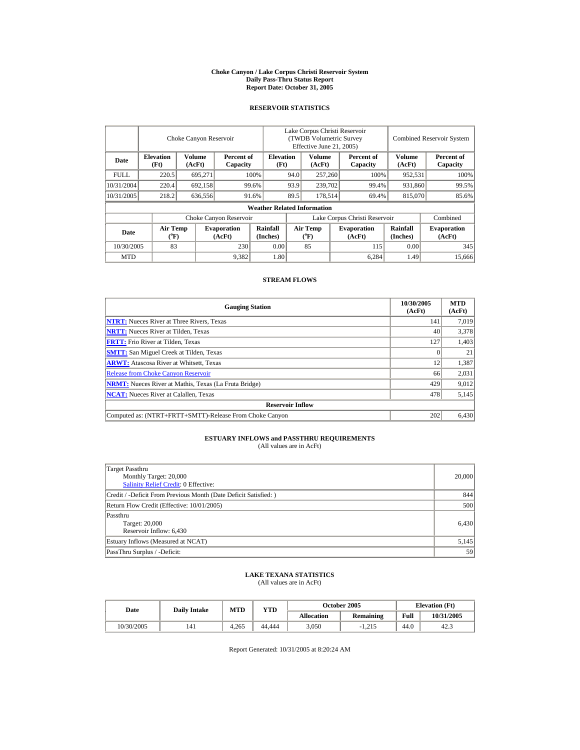# Choke Canyon / Lake Corpus Christi Reservoir System
## Daily Pass-Thru Status Report
## Report Date: October 31, 2005

### RESERVOIR STATISTICS

| Date | Choke Canyon Reservoir | | | Lake Corpus Christi Reservoir (TWDB Volumetric Survey Effective June 21, 2005) | | | Combined Reservoir System | |
|---|---|---|---|---|---|---|---|---|
| | Elevation (Ft) | Volume (AcFt) | Percent of Capacity | Elevation (Ft) | Volume (AcFt) | Percent of Capacity | Volume (AcFt) | Percent of Capacity |
| FULL | 220.5 | 695,271 | 100% | 94.0 | 257,260 | 100% | 952,531 | 100% |
| 10/31/2004 | 220.4 | 692,158 | 99.6% | 93.9 | 239,702 | 99.4% | 931,860 | 99.5% |
| 10/31/2005 | 218.2 | 636,556 | 91.6% | 89.5 | 178,514 | 69.4% | 815,070 | 85.6% |

**Weather Related Information**

| Date | Choke Canyon Reservoir | | | Lake Corpus Christi Reservoir | | | Combined |
|---|---|---|---|---|---|---|---|
| | Air Temp (°F) | Evaporation (AcFt) | Rainfall (Inches) | Air Temp (°F) | Evaporation (AcFt) | Rainfall (Inches) | Evaporation (AcFt) |
| 10/30/2005 | 83 | 230 | 0.00 | 85 | 115 | 0.00 | 345 |
| MTD | | 9,382 | 1.80 | | 6,284 | 1.49 | 15,666 |

### STREAM FLOWS

| Gauging Station | 10/30/2005 (AcFt) | MTD (AcFt) |
|---|---|---|
| NTRT: Nueces River at Three Rivers, Texas | 141 | 7,019 |
| NRTT: Nueces River at Tilden, Texas | 40 | 3,378 |
| FRTT: Frio River at Tilden, Texas | 127 | 1,403 |
| SMTT: San Miguel Creek at Tilden, Texas | 0 | 21 |
| ARWT: Atascosa River at Whitsett, Texas | 12 | 1,387 |
| Release from Choke Canyon Reservoir | 66 | 2,031 |
| NRMT: Nueces River at Mathis, Texas (La Fruta Bridge) | 429 | 9,012 |
| NCAT: Nueces River at Calallen, Texas | 478 | 5,145 |
| **Reservoir Inflow** | | |
| Computed as: (NTRT+FRTT+SMTT)-Release From Choke Canyon | 202 | 6,430 |

### ESTUARY INFLOWS and PASSTHRU REQUIREMENTS
(All values are in AcFt)

| | |
|---|---|
| Target Passthru<br>Monthly Target: 20,000<br>Salinity Relief Credit: 0 Effective: | 20,000 |
| Credit / -Deficit From Previous Month (Date Deficit Satisfied: ) | 844 |
| Return Flow Credit (Effective: 10/01/2005) | 500 |
| Passthru<br>Target: 20,000<br>Reservoir Inflow: 6,430 | 6,430 |
| Estuary Inflows (Measured at NCAT) | 5,145 |
| PassThru Surplus / -Deficit: | 59 |

### LAKE TEXANA STATISTICS
(All values are in AcFt)

| Date | Daily Intake | MTD | YTD | October 2005 | | Elevation (Ft) | |
|---|---|---|---|---|---|---|---|
| | | | | Allocation | Remaining | Full | 10/31/2005 |
| 10/30/2005 | 141 | 4,265 | 44,444 | 3,050 | -1,215 | 44.0 | 42.3 |

Report Generated: 10/31/2005 at 8:20:24 AM